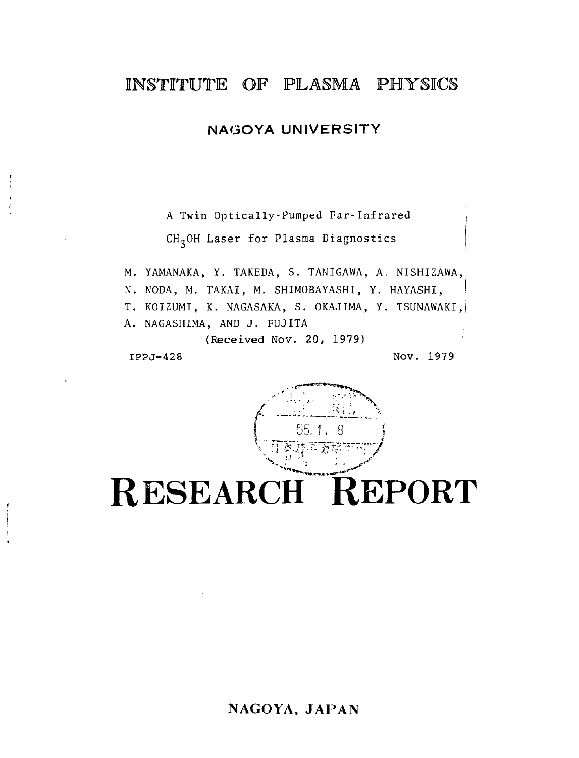# INSTITUTE OF PLASMA PHYSICS

## NAGOYA UNIVERSITY

A Twin Optically-Pumped Far-Infrared $CH_3OH$ Laser for Plasma Diagnostics

M. YAMANAKA, Y. TAKEDA, S. TANIGAWA, A. NISHIZAWA, N. NODA, M. TAKAI, M. SHIMOBAYASHI, Y. HAYASHI, T. KOIZUMI, K. NAGASAKA, S. OKAJIMA, Y. TSUNAWAKI, A. NAGASHIMA, AND J. FUJITA

(Received Nov. 20, 1979)

IPPJ-428 Nov. 1979

55. 1. 8

# RESEARCH REPORT

NAGOYA, JAPAN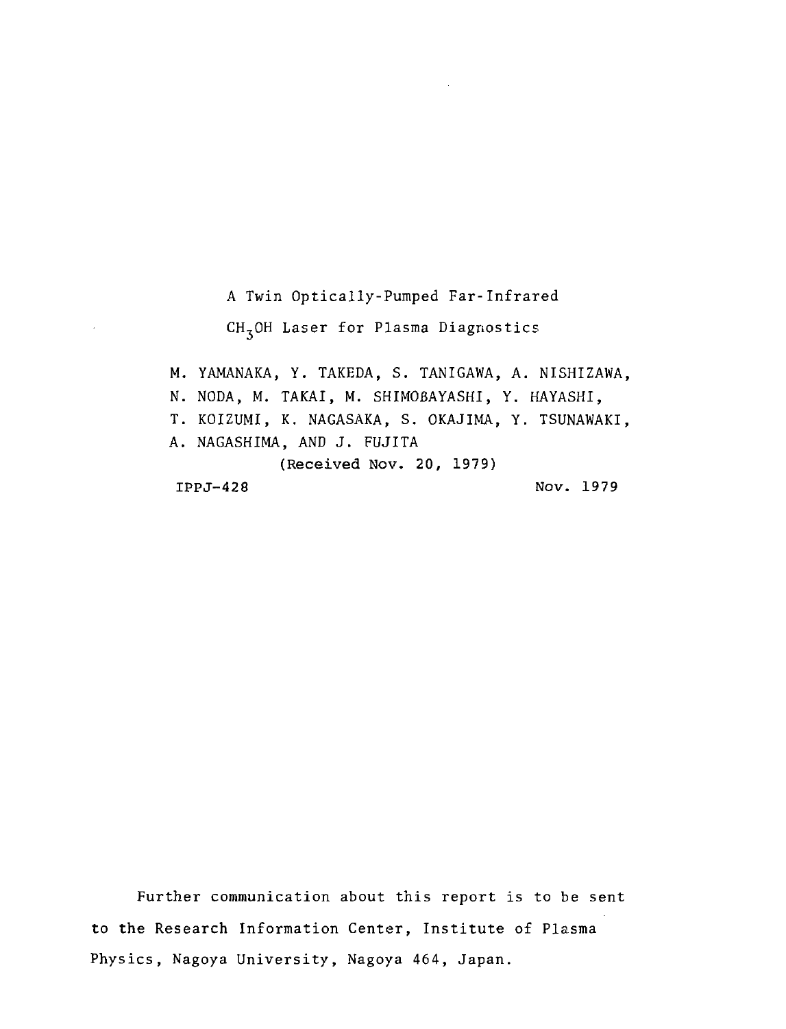# A Twin Optically-Pumped Far-Infrared $CH_3OH$ Laser for Plasma Diagnostics

M. YAMANAKA, Y. TAKEDA, S. TANIGAWA, A. NISHIZAWA, N. NODA, M. TAKAI, M. SHIMOBAYASHI, Y. HAYASHI, T. KOIZUMI, K. NAGASAKA, S. OKAJIMA, Y. TSUNAWAKI, A. NAGASHIMA, AND J. FUJITA

(Received Nov. 20, 1979)

IPPJ-428 Nov. 1979

Further communication about this report is to be sent to the Research Information Center, Institute of Plasma Physics, Nagoya University, Nagoya 464, Japan.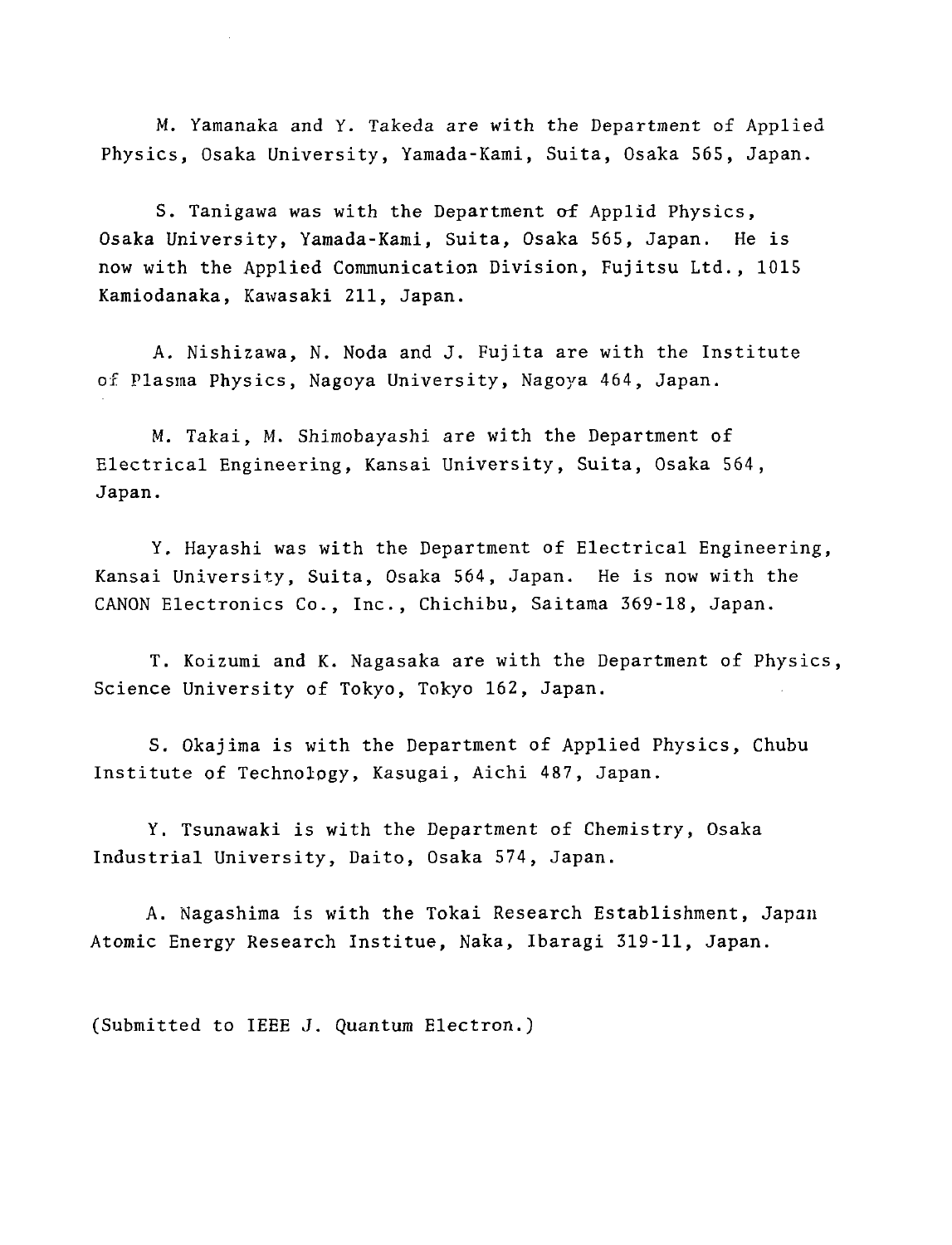M. Yamanaka and Y. Takeda are with the Department of Applied Physics, Osaka University, Yamada-Kami, Suita, Osaka 565, Japan.

S. Tanigawa was with the Department of Applid Physics, Osaka University, Yamada-Kami, Suita, Osaka 565, Japan. He is now with the Applied Communication Division, Fujitsu Ltd., 1015 Kamiodanaka, Kawasaki 211, Japan.

A. Nishizawa, N. Noda and J. Fujita are with the Institute of Plasma Physics, Nagoya University, Nagoya 464, Japan.

M. Takai, M. Shimobayashi are with the Department of Electrical Engineering, Kansai University, Suita, Osaka 564, Japan.

Y. Hayashi was with the Department of Electrical Engineering, Kansai University, Suita, Osaka 564, Japan. He is now with the CANON Electronics Co., Inc., Chichibu, Saitama 369-18, Japan.

T. Koizumi and K. Nagasaka are with the Department of Physics, Science University of Tokyo, Tokyo 162, Japan.

S. Okajima is with the Department of Applied Physics, Chubu Institute of Technology, Kasugai, Aichi 487, Japan.

Y. Tsunawaki is with the Department of Chemistry, Osaka Industrial University, Daito, Osaka 574, Japan.

A. Nagashima is with the Tokai Research Establishment, Japan Atomic Energy Research Institue, Naka, Ibaragi 319-11, Japan.

(Submitted to IEEE J. Quantum Electron.)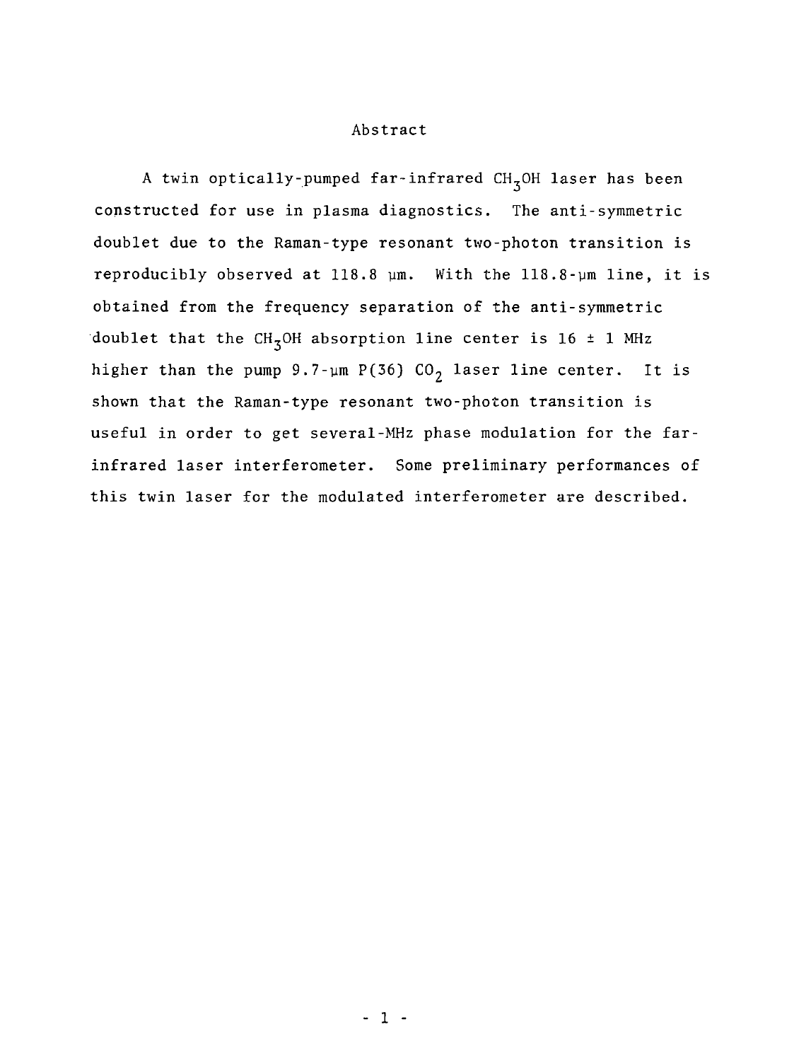# Abstract

A twin optically-pumped far-infrared $CH_3OH$ laser has been constructed for use in plasma diagnostics. The anti-symmetric doublet due to the Raman-type resonant two-photon transition is reproducibly observed at 118.8 μm. With the 118.8-μm line, it is obtained from the frequency separation of the anti-symmetric doublet that the $CH_3OH$ absorption line center is 16 ± 1 MHz higher than the pump 9.7-μm P(36) $CO_2$ laser line center. It is shown that the Raman-type resonant two-photon transition is useful in order to get several-MHz phase modulation for the far-infrared laser interferometer. Some preliminary performances of this twin laser for the modulated interferometer are described.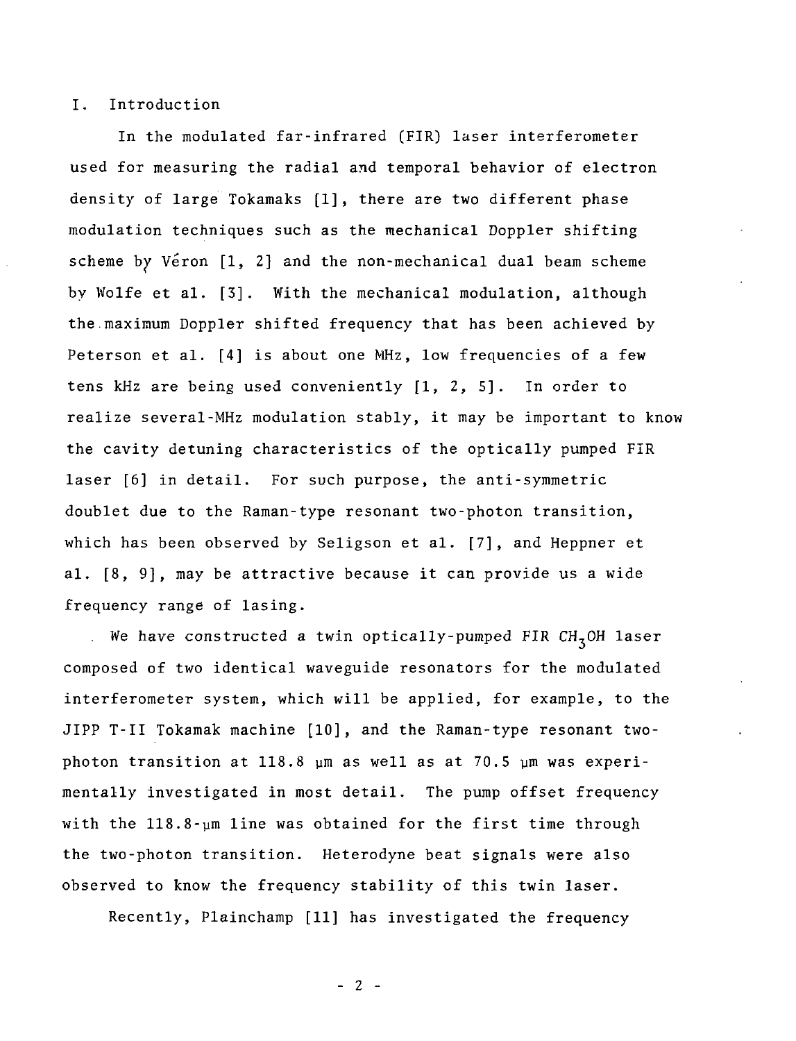## I. Introduction

In the modulated far-infrared (FIR) laser interferometer used for measuring the radial and temporal behavior of electron density of large Tokamaks [1], there are two different phase modulation techniques such as the mechanical Doppler shifting scheme by Véron [1, 2] and the non-mechanical dual beam scheme by Wolfe et al. [3]. With the mechanical modulation, although the maximum Doppler shifted frequency that has been achieved by Peterson et al. [4] is about one MHz, low frequencies of a few tens kHz are being used conveniently [1, 2, 5]. In order to realize several-MHz modulation stably, it may be important to know the cavity detuning characteristics of the optically pumped FIR laser [6] in detail. For such purpose, the anti-symmetric doublet due to the Raman-type resonant two-photon transition, which has been observed by Seligson et al. [7], and Heppner et al. [8, 9], may be attractive because it can provide us a wide frequency range of lasing.

We have constructed a twin optically-pumped FIR $CH_3OH$ laser composed of two identical waveguide resonators for the modulated interferometer system, which will be applied, for example, to the JIPP T-II Tokamak machine [10], and the Raman-type resonant two-photon transition at 118.8 μm as well as at 70.5 μm was experimentally investigated in most detail. The pump offset frequency with the 118.8-μm line was obtained for the first time through the two-photon transition. Heterodyne beat signals were also observed to know the frequency stability of this twin laser.

Recently, Plainchamp [11] has investigated the frequency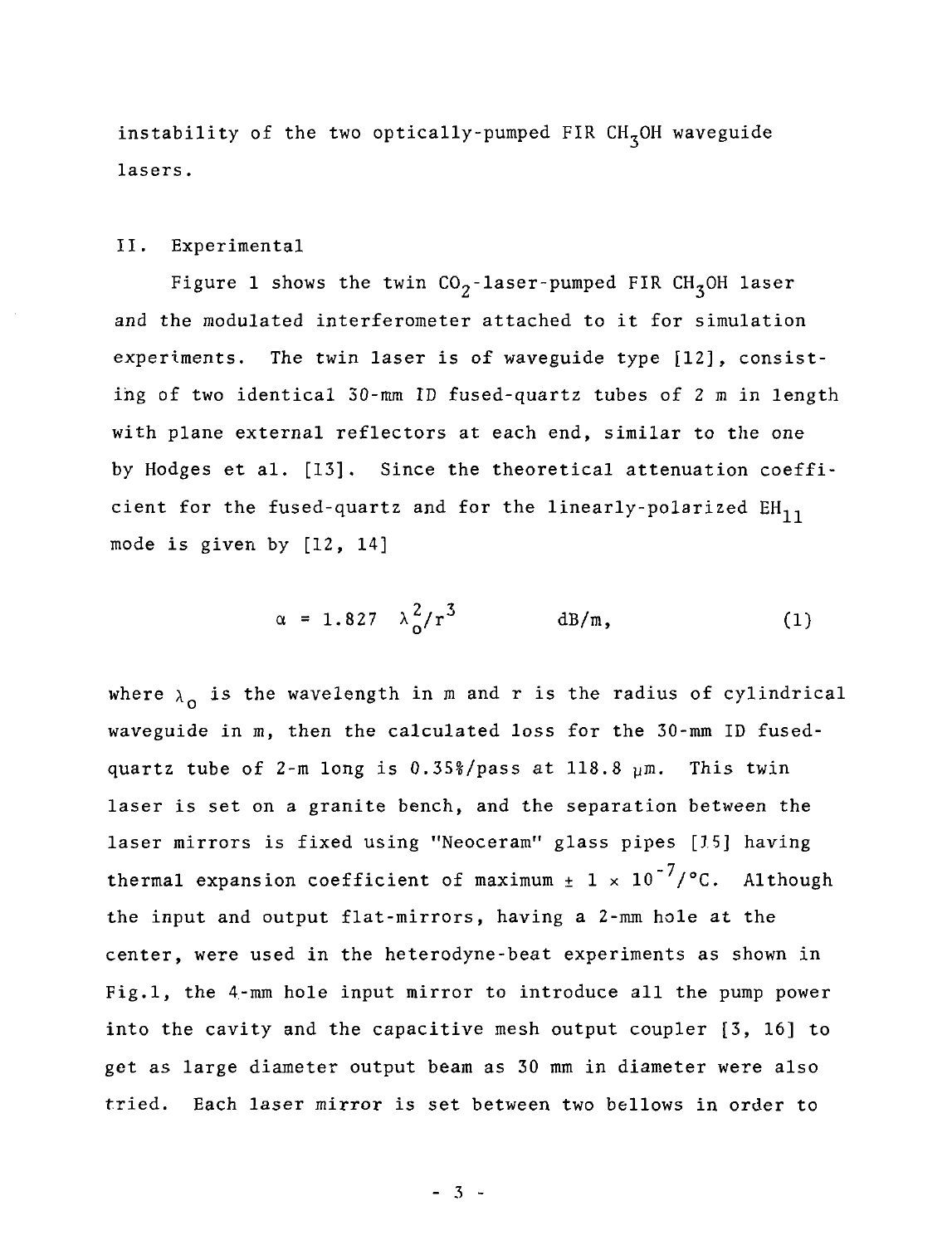instability of the two optically-pumped FIR $CH_3OH$ waveguide lasers.

## II. Experimental

Figure 1 shows the twin $CO_2$-laser-pumped FIR $CH_3OH$ laser and the modulated interferometer attached to it for simulation experiments. The twin laser is of waveguide type [12], consisting of two identical 30-mm ID fused-quartz tubes of 2 m in length with plane external reflectors at each end, similar to the one by Hodges et al. [13]. Since the theoretical attenuation coefficient for the fused-quartz and for the linearly-polarized $EH_{11}$ mode is given by [12, 14]

$$\alpha = 1.827 \quad \lambda_0^2/r^3 \qquad \text{dB/m}, \tag{1}$$

where $\lambda_0$ is the wavelength in m and r is the radius of cylindrical waveguide in m, then the calculated loss for the 30-mm ID fused-quartz tube of 2-m long is 0.35%/pass at 118.8 $\mu$m. This twin laser is set on a granite bench, and the separation between the laser mirrors is fixed using "Neoceram" glass pipes [15] having thermal expansion coefficient of maximum $\pm 1 \times 10^{-7}/°C$. Although the input and output flat-mirrors, having a 2-mm hole at the center, were used in the heterodyne-beat experiments as shown in Fig.1, the 4-mm hole input mirror to introduce all the pump power into the cavity and the capacitive mesh output coupler [3, 16] to get as large diameter output beam as 30 mm in diameter were also tried. Each laser mirror is set between two bellows in order to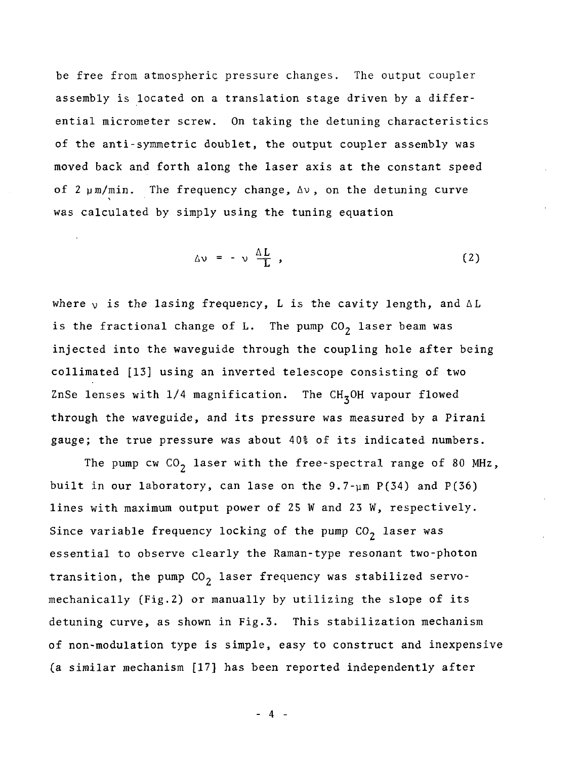be free from atmospheric pressure changes. The output coupler assembly is located on a translation stage driven by a differential micrometer screw. On taking the detuning characteristics of the anti-symmetric doublet, the output coupler assembly was moved back and forth along the laser axis at the constant speed of 2 μm/min. The frequency change, $\Delta\nu$, on the detuning curve was calculated by simply using the tuning equation

$$\Delta\nu = -\nu \frac{\Delta L}{L}, \tag{2}$$

where $\nu$ is the lasing frequency, L is the cavity length, and $\Delta L$ is the fractional change of L. The pump $CO_2$ laser beam was injected into the waveguide through the coupling hole after being collimated [13] using an inverted telescope consisting of two ZnSe lenses with 1/4 magnification. The $CH_3OH$ vapour flowed through the waveguide, and its pressure was measured by a Pirani gauge; the true pressure was about 40% of its indicated numbers.

The pump cw $CO_2$ laser with the free-spectral range of 80 MHz, built in our laboratory, can lase on the 9.7-μm P(34) and P(36) lines with maximum output power of 25 W and 23 W, respectively. Since variable frequency locking of the pump $CO_2$ laser was essential to observe clearly the Raman-type resonant two-photon transition, the pump $CO_2$ laser frequency was stabilized servo-mechanically (Fig.2) or manually by utilizing the slope of its detuning curve, as shown in Fig.3. This stabilization mechanism of non-modulation type is simple, easy to construct and inexpensive (a similar mechanism [17] has been reported independently after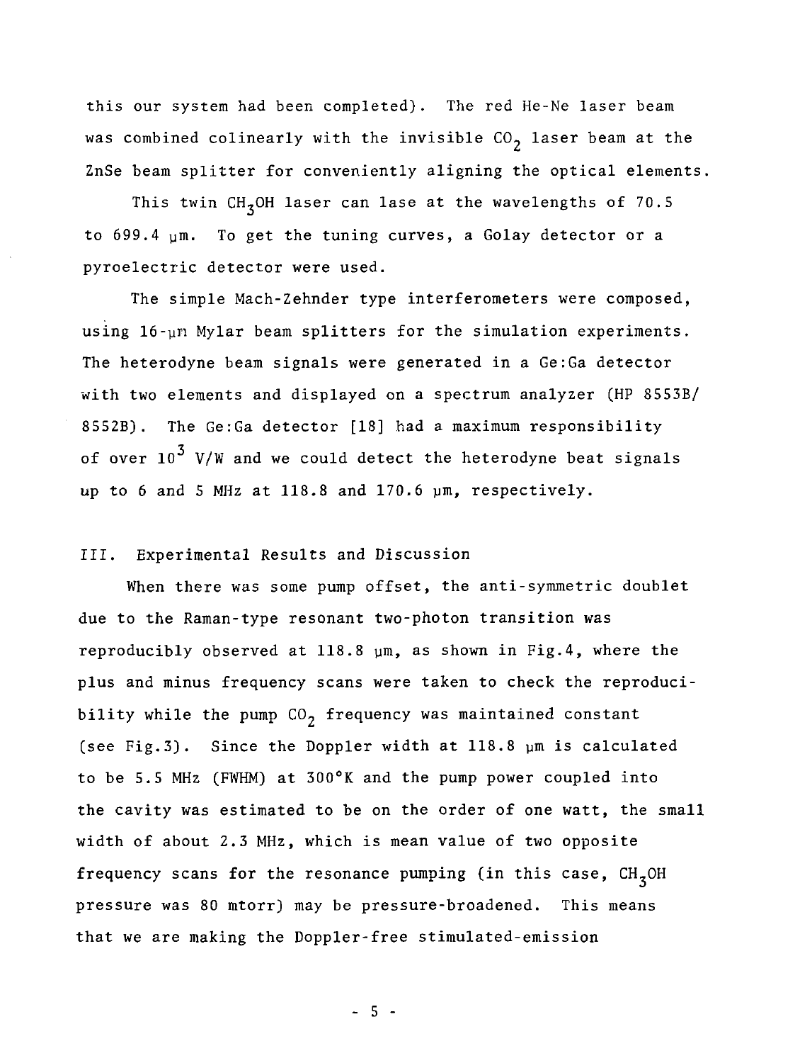this our system had been completed). The red He-Ne laser beam was combined colinearly with the invisible $CO_2$ laser beam at the ZnSe beam splitter for conveniently aligning the optical elements.

This twin $CH_3OH$ laser can lase at the wavelengths of 70.5 to 699.4 μm. To get the tuning curves, a Golay detector or a pyroelectric detector were used.

The simple Mach-Zehnder type interferometers were composed, using 16-μm Mylar beam splitters for the simulation experiments. The heterodyne beam signals were generated in a Ge:Ga detector with two elements and displayed on a spectrum analyzer (HP 8553B/8552B). The Ge:Ga detector [18] had a maximum responsibility of over $10^3$ V/W and we could detect the heterodyne beat signals up to 6 and 5 MHz at 118.8 and 170.6 μm, respectively.

## III. Experimental Results and Discussion

When there was some pump offset, the anti-symmetric doublet due to the Raman-type resonant two-photon transition was reproducibly observed at 118.8 μm, as shown in Fig.4, where the plus and minus frequency scans were taken to check the reproducibility while the pump $CO_2$ frequency was maintained constant (see Fig.3). Since the Doppler width at 118.8 μm is calculated to be 5.5 MHz (FWHM) at 300°K and the pump power coupled into the cavity was estimated to be on the order of one watt, the small width of about 2.3 MHz, which is mean value of two opposite frequency scans for the resonance pumping (in this case, $CH_3OH$ pressure was 80 mtorr) may be pressure-broadened. This means that we are making the Doppler-free stimulated-emission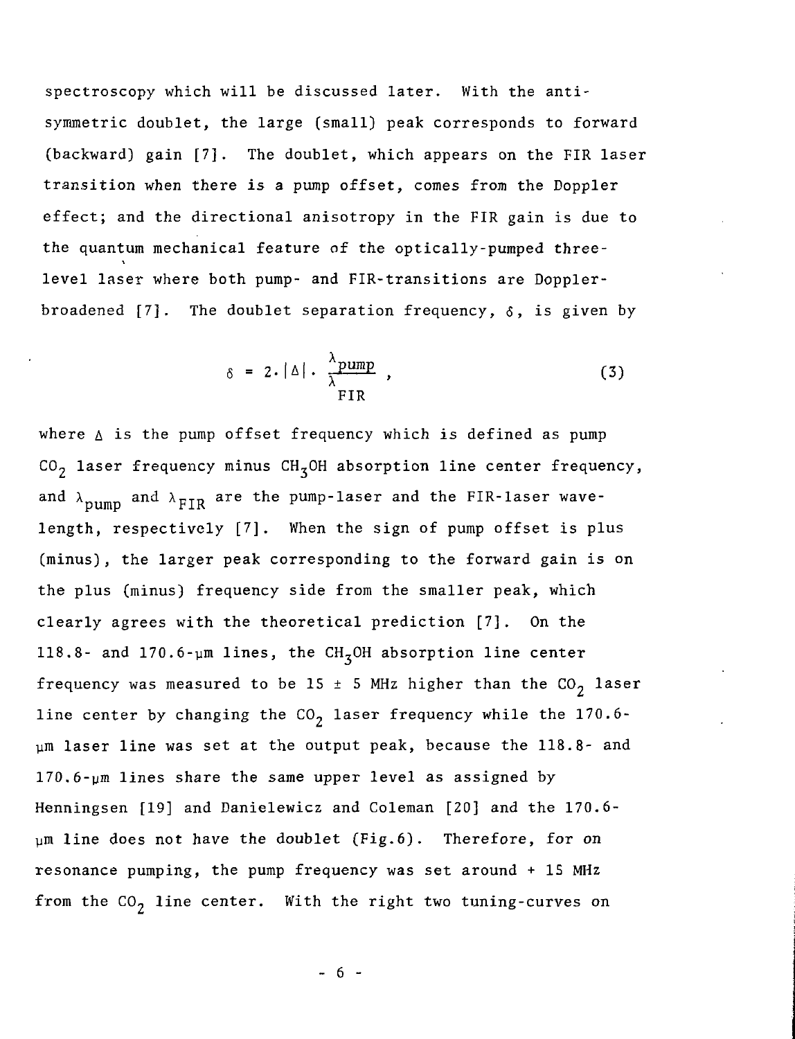spectroscopy which will be discussed later. With the anti-symmetric doublet, the large (small) peak corresponds to forward (backward) gain [7]. The doublet, which appears on the FIR laser transition when there is a pump offset, comes from the Doppler effect; and the directional anisotropy in the FIR gain is due to the quantum mechanical feature of the optically-pumped three-level laser where both pump- and FIR-transitions are Doppler-broadened [7]. The doublet separation frequency, $\delta$, is given by

$$\delta = 2 \cdot |\Delta| \cdot \frac{\lambda_{pump}}{\lambda_{FIR}} , \tag{3}$$

where $\Delta$ is the pump offset frequency which is defined as pump $CO_2$ laser frequency minus $CH_3OH$ absorption line center frequency, and $\lambda_{pump}$ and $\lambda_{FIR}$ are the pump-laser and the FIR-laser wavelength, respectively [7]. When the sign of pump offset is plus (minus), the larger peak corresponding to the forward gain is on the plus (minus) frequency side from the smaller peak, which clearly agrees with the theoretical prediction [7]. On the 118.8- and 170.6-μm lines, the $CH_3OH$ absorption line center frequency was measured to be 15 ± 5 MHz higher than the $CO_2$ laser line center by changing the $CO_2$ laser frequency while the 170.6-μm laser line was set at the output peak, because the 118.8- and 170.6-μm lines share the same upper level as assigned by Henningsen [19] and Danielewicz and Coleman [20] and the 170.6-μm line does not have the doublet (Fig.6). Therefore, for on resonance pumping, the pump frequency was set around + 15 MHz from the $CO_2$ line center. With the right two tuning-curves on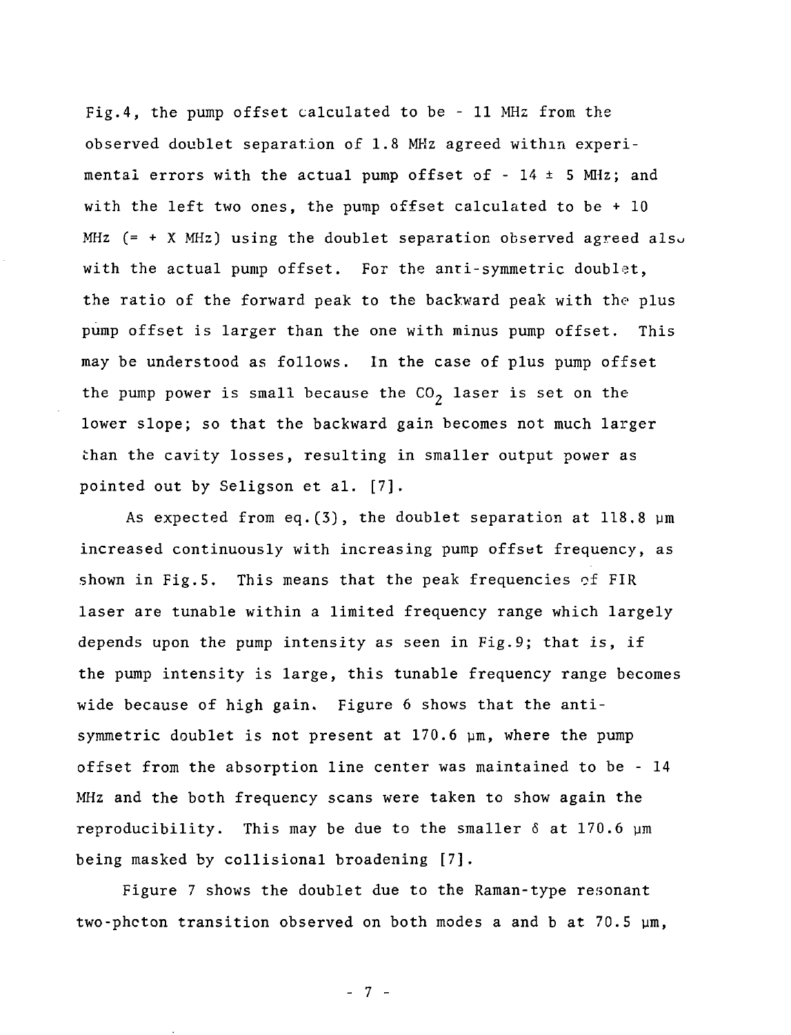Fig.4, the pump offset calculated to be - 11 MHz from the observed doublet separation of 1.8 MHz agreed within experimental errors with the actual pump offset of - 14 ± 5 MHz; and with the left two ones, the pump offset calculated to be + 10 MHz (= + X MHz) using the doublet separation observed agreed also with the actual pump offset. For the anti-symmetric doublet, the ratio of the forward peak to the backward peak with the plus pump offset is larger than the one with minus pump offset. This may be understood as follows. In the case of plus pump offset the pump power is small because the $CO_2$ laser is set on the lower slope; so that the backward gain becomes not much larger than the cavity losses, resulting in smaller output power as pointed out by Seligson et al. [7].

As expected from eq.(3), the doublet separation at 118.8 μm increased continuously with increasing pump offset frequency, as shown in Fig.5. This means that the peak frequencies of FIR laser are tunable within a limited frequency range which largely depends upon the pump intensity as seen in Fig.9; that is, if the pump intensity is large, this tunable frequency range becomes wide because of high gain. Figure 6 shows that the anti-symmetric doublet is not present at 170.6 μm, where the pump offset from the absorption line center was maintained to be - 14 MHz and the both frequency scans were taken to show again the reproducibility. This may be due to the smaller $\delta$ at 170.6 μm being masked by collisional broadening [7].

Figure 7 shows the doublet due to the Raman-type resonant two-photon transition observed on both modes a and b at 70.5 μm,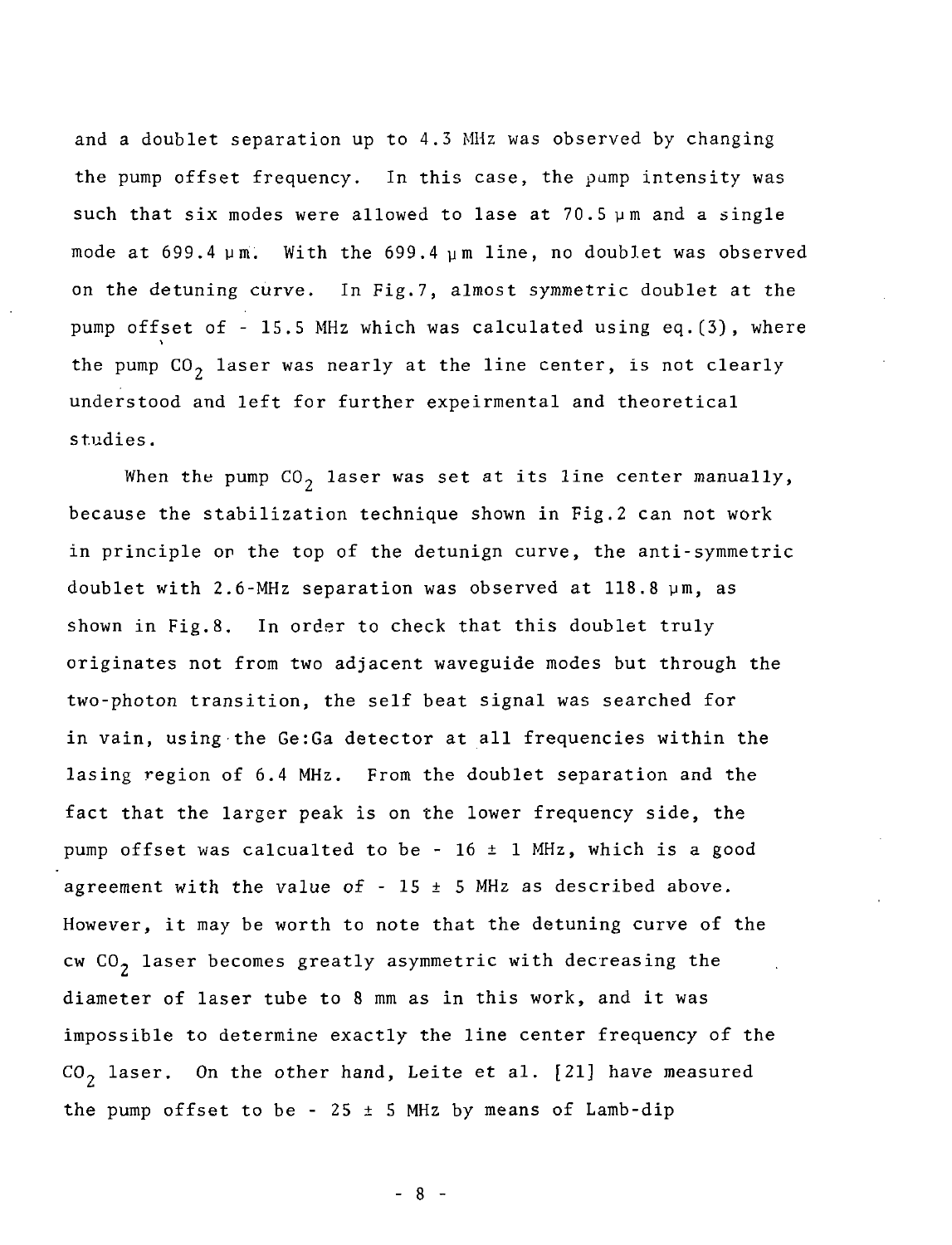and a doublet separation up to 4.3 MHz was observed by changing the pump offset frequency. In this case, the pump intensity was such that six modes were allowed to lase at 70.5 μm and a single mode at 699.4 μm. With the 699.4 μm line, no doublet was observed on the detuning curve. In Fig.7, almost symmetric doublet at the pump offset of - 15.5 MHz which was calculated using eq.(3), where the pump $CO_2$ laser was nearly at the line center, is not clearly understood and left for further expeirmental and theoretical studies.

When the pump $CO_2$ laser was set at its line center manually, because the stabilization technique shown in Fig.2 can not work in principle on the top of the detunign curve, the anti-symmetric doublet with 2.6-MHz separation was observed at 118.8 μm, as shown in Fig.8. In order to check that this doublet truly originates not from two adjacent waveguide modes but through the two-photon transition, the self beat signal was searched for in vain, using the Ge:Ga detector at all frequencies within the lasing region of 6.4 MHz. From the doublet separation and the fact that the larger peak is on the lower frequency side, the pump offset was calcualted to be - 16 ± 1 MHz, which is a good agreement with the value of - 15 ± 5 MHz as described above. However, it may be worth to note that the detuning curve of the cw $CO_2$ laser becomes greatly asymmetric with decreasing the diameter of laser tube to 8 mm as in this work, and it was impossible to determine exactly the line center frequency of the $CO_2$ laser. On the other hand, Leite et al. [21] have measured the pump offset to be - 25 ± 5 MHz by means of Lamb-dip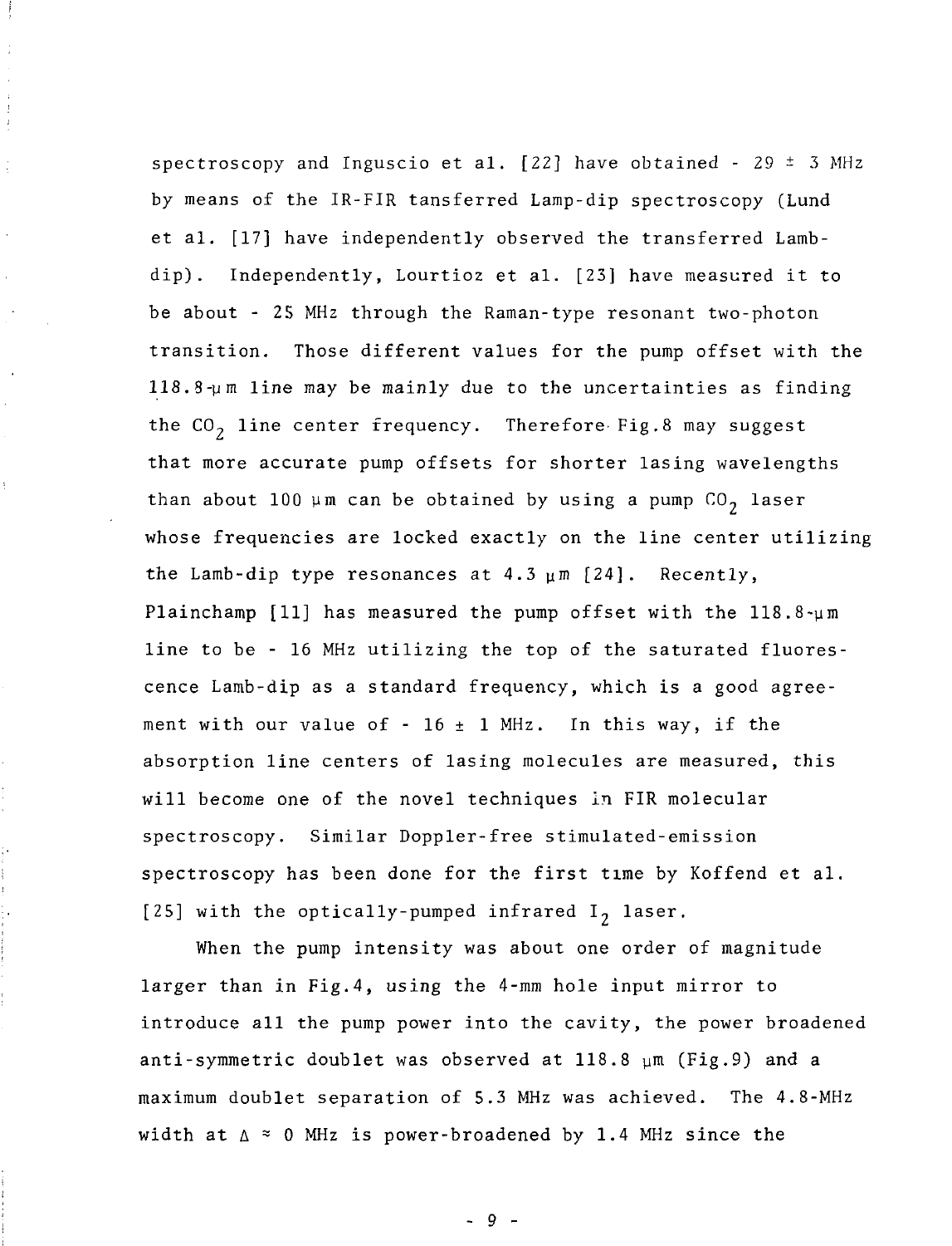spectroscopy and Inguscio et al. [22] have obtained - 29 ± 3 MHz by means of the IR-FIR tansferred Lamp-dip spectroscopy (Lund et al. [17] have independently observed the transferred Lamb-dip). Independently, Lourtioz et al. [23] have measured it to be about - 25 MHz through the Raman-type resonant two-photon transition. Those different values for the pump offset with the 118.8-μm line may be mainly due to the uncertainties as finding the $CO_2$ line center frequency. Therefore Fig.8 may suggest that more accurate pump offsets for shorter lasing wavelengths than about 100 μm can be obtained by using a pump $CO_2$ laser whose frequencies are locked exactly on the line center utilizing the Lamb-dip type resonances at 4.3 μm [24]. Recently, Plainchamp [11] has measured the pump offset with the 118.8-μm line to be - 16 MHz utilizing the top of the saturated fluorescence Lamb-dip as a standard frequency, which is a good agreement with our value of - 16 ± 1 MHz. In this way, if the absorption line centers of lasing molecules are measured, this will become one of the novel techniques in FIR molecular spectroscopy. Similar Doppler-free stimulated-emission spectroscopy has been done for the first time by Koffend et al. [25] with the optically-pumped infrared $I_2$ laser.

When the pump intensity was about one order of magnitude larger than in Fig.4, using the 4-mm hole input mirror to introduce all the pump power into the cavity, the power broadened anti-symmetric doublet was observed at 118.8 μm (Fig.9) and a maximum doublet separation of 5.3 MHz was achieved. The 4.8-MHz width at $\Delta \approx 0$ MHz is power-broadened by 1.4 MHz since the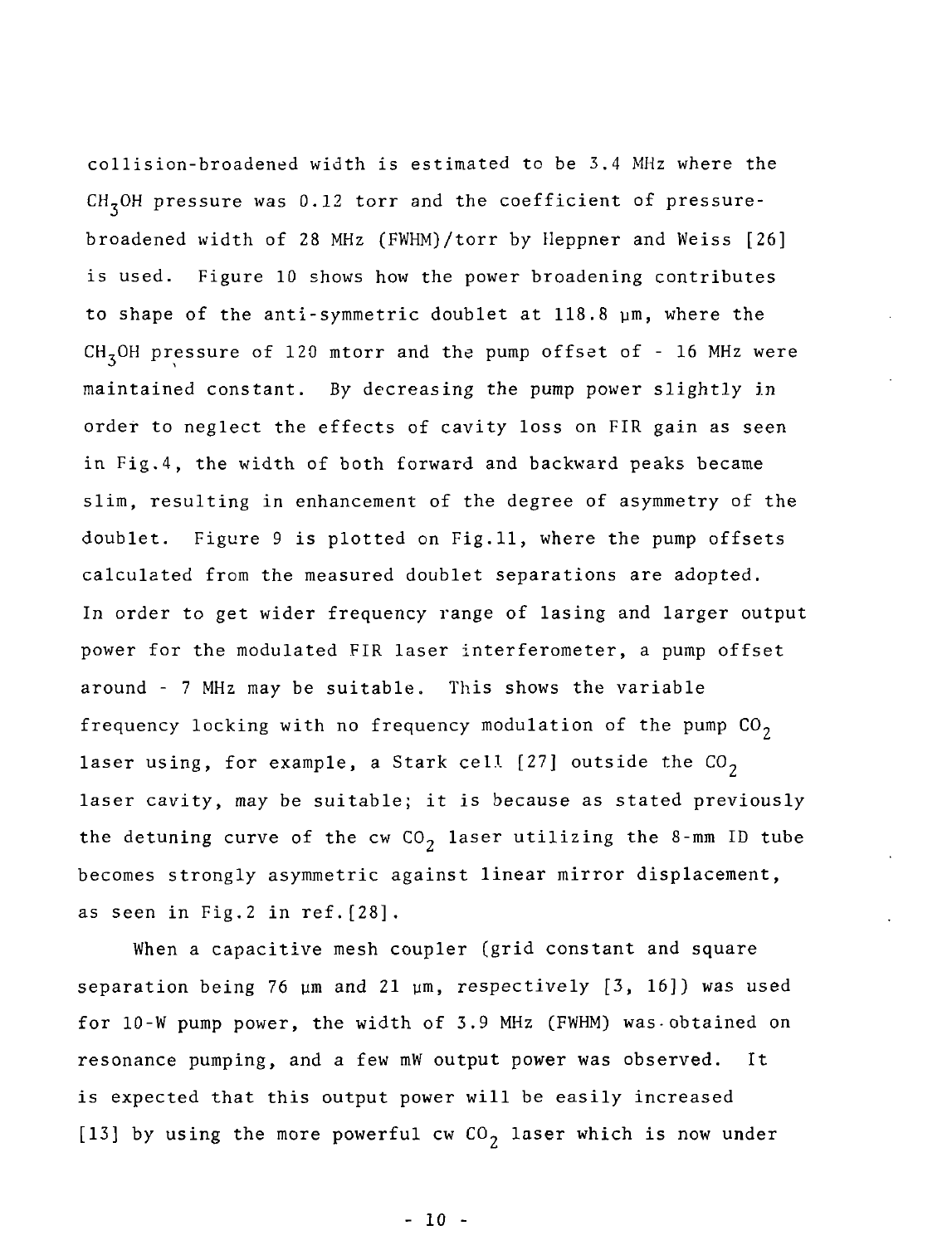collision-broadened width is estimated to be 3.4 MHz where the $CH_3OH$ pressure was 0.12 torr and the coefficient of pressure-broadened width of 28 MHz (FWHM)/torr by Heppner and Weiss [26] is used. Figure 10 shows how the power broadening contributes to shape of the anti-symmetric doublet at 118.8 μm, where the $CH_3OH$ pressure of 120 mtorr and the pump offset of - 16 MHz were maintained constant. By decreasing the pump power slightly in order to neglect the effects of cavity loss on FIR gain as seen in Fig.4, the width of both forward and backward peaks became slim, resulting in enhancement of the degree of asymmetry of the doublet. Figure 9 is plotted on Fig.11, where the pump offsets calculated from the measured doublet separations are adopted. In order to get wider frequency range of lasing and larger output power for the modulated FIR laser interferometer, a pump offset around - 7 MHz may be suitable. This shows the variable frequency locking with no frequency modulation of the pump $CO_2$ laser using, for example, a Stark cell [27] outside the $CO_2$ laser cavity, may be suitable; it is because as stated previously the detuning curve of the cw $CO_2$ laser utilizing the 8-mm ID tube becomes strongly asymmetric against linear mirror displacement, as seen in Fig.2 in ref.[28].

When a capacitive mesh coupler (grid constant and square separation being 76 μm and 21 μm, respectively [3, 16]) was used for 10-W pump power, the width of 3.9 MHz (FWHM) was obtained on resonance pumping, and a few mW output power was observed. It is expected that this output power will be easily increased [13] by using the more powerful cw $CO_2$ laser which is now under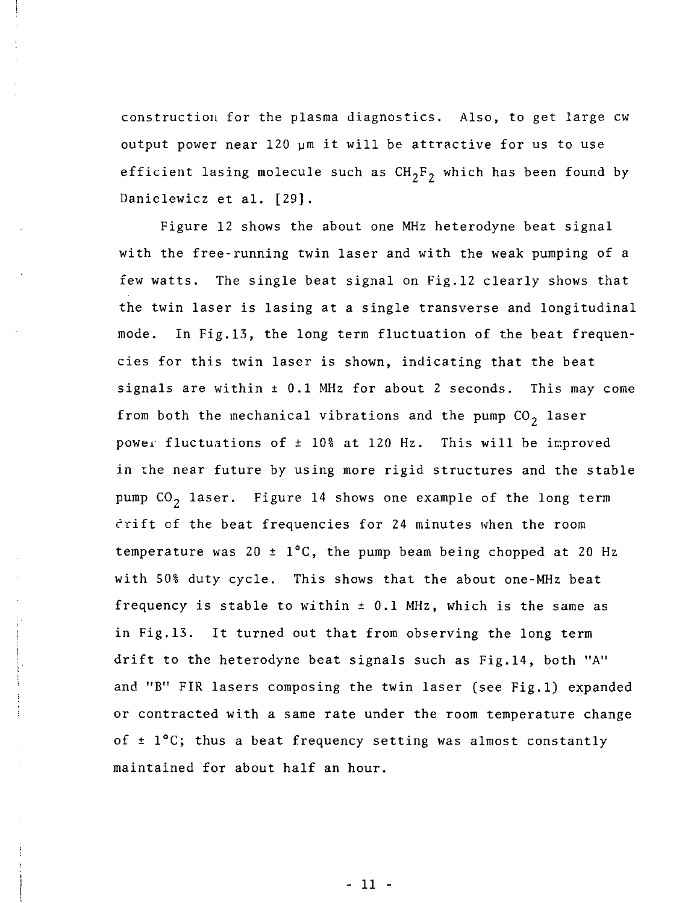construction for the plasma diagnostics. Also, to get large cw output power near 120 μm it will be attractive for us to use efficient lasing molecule such as $CH_2F_2$ which has been found by Danielewicz et al. [29].

Figure 12 shows the about one MHz heterodyne beat signal with the free-running twin laser and with the weak pumping of a few watts. The single beat signal on Fig.12 clearly shows that the twin laser is lasing at a single transverse and longitudinal mode. In Fig.13, the long term fluctuation of the beat frequencies for this twin laser is shown, indicating that the beat signals are within ± 0.1 MHz for about 2 seconds. This may come from both the mechanical vibrations and the pump $CO_2$ laser power fluctuations of ± 10% at 120 Hz. This will be improved in the near future by using more rigid structures and the stable pump $CO_2$ laser. Figure 14 shows one example of the long term drift of the beat frequencies for 24 minutes when the room temperature was 20 ± 1°C, the pump beam being chopped at 20 Hz with 50% duty cycle. This shows that the about one-MHz beat frequency is stable to within ± 0.1 MHz, which is the same as in Fig.13. It turned out that from observing the long term drift to the heterodyne beat signals such as Fig.14, both "A" and "B" FIR lasers composing the twin laser (see Fig.1) expanded or contracted with a same rate under the room temperature change of ± 1°C; thus a beat frequency setting was almost constantly maintained for about half an hour.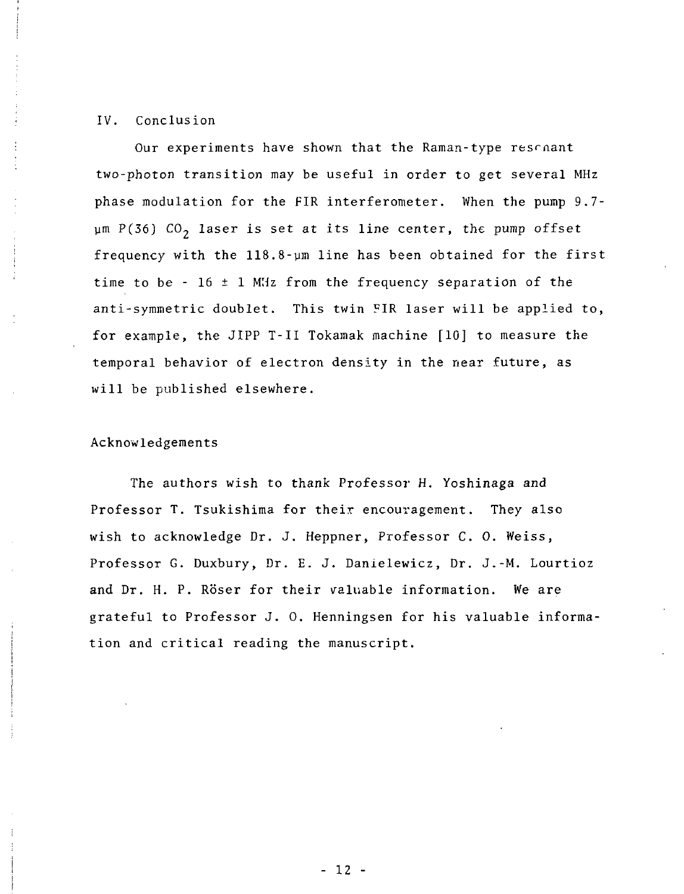## IV. Conclusion

Our experiments have shown that the Raman-type resonant two-photon transition may be useful in order to get several MHz phase modulation for the FIR interferometer. When the pump 9.7-μm P(36) $CO_2$ laser is set at its line center, the pump offset frequency with the 118.8-μm line has been obtained for the first time to be - 16 ± 1 MHz from the frequency separation of the anti-symmetric doublet. This twin FIR laser will be applied to, for example, the JIPP T-II Tokamak machine [10] to measure the temporal behavior of electron density in the near future, as will be published elsewhere.

## Acknowledgements

The authors wish to thank Professor H. Yoshinaga and Professor T. Tsukishima for their encouragement. They also wish to acknowledge Dr. J. Heppner, Professor C. O. Weiss, Professor G. Duxbury, Dr. E. J. Danielewicz, Dr. J.-M. Lourtioz and Dr. H. P. Röser for their valuable information. We are grateful to Professor J. O. Henningsen for his valuable information and critical reading the manuscript.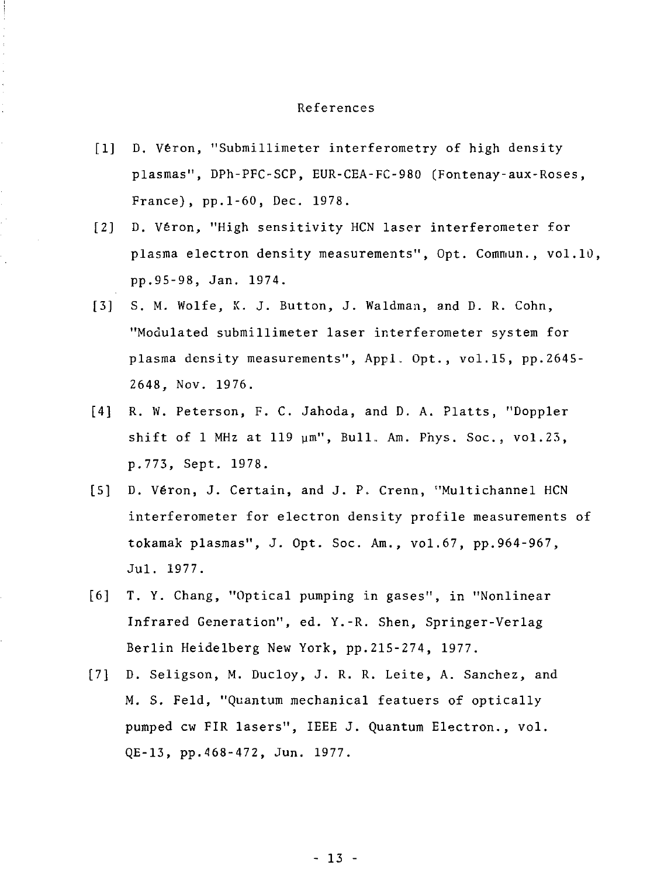## References

[1] D. Véron, "Submillimeter interferometry of high density plasmas", DPh-PFC-SCP, EUR-CEA-FC-980 (Fontenay-aux-Roses, France), pp.1-60, Dec. 1978.

[2] D. Véron, "High sensitivity HCN laser interferometer for plasma electron density measurements", Opt. Commun., vol.10, pp.95-98, Jan. 1974.

[3] S. M. Wolfe, K. J. Button, J. Waldman, and D. R. Cohn, "Modulated submillimeter laser interferometer system for plasma density measurements", Appl. Opt., vol.15, pp.2645-2648, Nov. 1976.

[4] R. W. Peterson, F. C. Jahoda, and D. A. Platts, "Doppler shift of 1 MHz at 119 μm", Bull. Am. Phys. Soc., vol.23, p.773, Sept. 1978.

[5] D. Véron, J. Certain, and J. P. Crenn, "Multichannel HCN interferometer for electron density profile measurements of tokamak plasmas", J. Opt. Soc. Am., vol.67, pp.964-967, Jul. 1977.

[6] T. Y. Chang, "Optical pumping in gases", in "Nonlinear Infrared Generation", ed. Y.-R. Shen, Springer-Verlag Berlin Heidelberg New York, pp.215-274, 1977.

[7] D. Seligson, M. Ducloy, J. R. R. Leite, A. Sanchez, and M. S. Feld, "Quantum mechanical featuers of optically pumped cw FIR lasers", IEEE J. Quantum Electron., vol. QE-13, pp.468-472, Jun. 1977.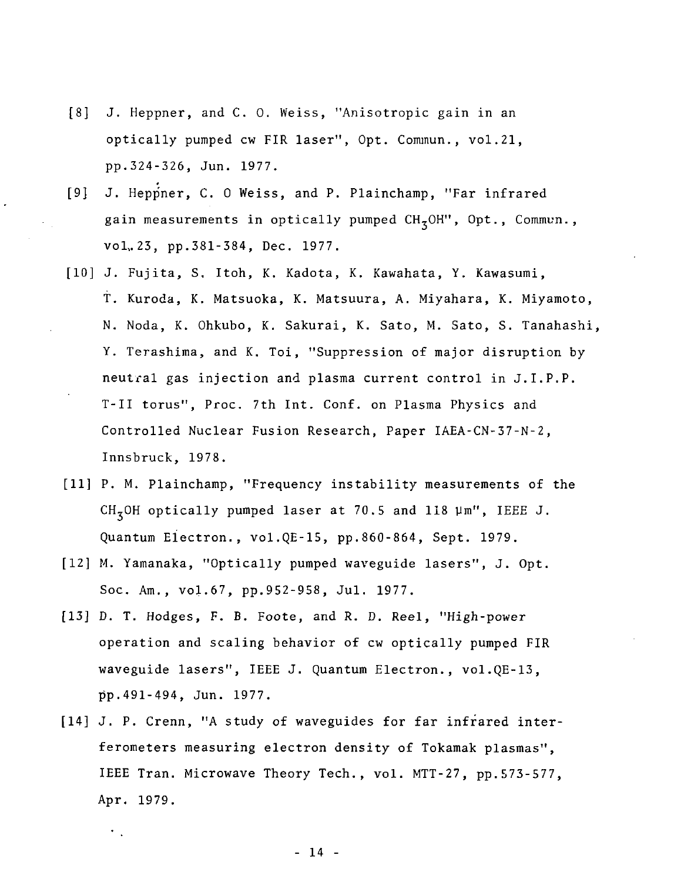[8] J. Heppner, and C. O. Weiss, "Anisotropic gain in an optically pumped cw FIR laser", Opt. Commun., vol.21, pp.324-326, Jun. 1977.

[9] J. Heppner, C. O Weiss, and P. Plainchamp, "Far infrared gain measurements in optically pumped $CH_3OH$", Opt., Commun., vol. 23, pp.381-384, Dec. 1977.

[10] J. Fujita, S. Itoh, K. Kadota, K. Kawahata, Y. Kawasumi, T. Kuroda, K. Matsuoka, K. Matsuura, A. Miyahara, K. Miyamoto, N. Noda, K. Ohkubo, K. Sakurai, K. Sato, M. Sato, S. Tanahashi, Y. Terashima, and K. Toi, "Suppression of major disruption by neutral gas injection and plasma current control in J.I.P.P. T-II torus", Proc. 7th Int. Conf. on Plasma Physics and Controlled Nuclear Fusion Research, Paper IAEA-CN-37-N-2, Innsbruck, 1978.

[11] P. M. Plainchamp, "Frequency instability measurements of the $CH_3OH$ optically pumped laser at 70.5 and 118 μm", IEEE J. Quantum Electron., vol.QE-15, pp.860-864, Sept. 1979.

[12] M. Yamanaka, "Optically pumped waveguide lasers", J. Opt. Soc. Am., vol.67, pp.952-958, Jul. 1977.

[13] D. T. Hodges, F. B. Foote, and R. D. Reel, "High-power operation and scaling behavior of cw optically pumped FIR waveguide lasers", IEEE J. Quantum Electron., vol.QE-13, pp.491-494, Jun. 1977.

[14] J. P. Crenn, "A study of waveguides for far infrared interferometers measuring electron density of Tokamak plasmas", IEEE Tran. Microwave Theory Tech., vol. MTT-27, pp.573-577, Apr. 1979.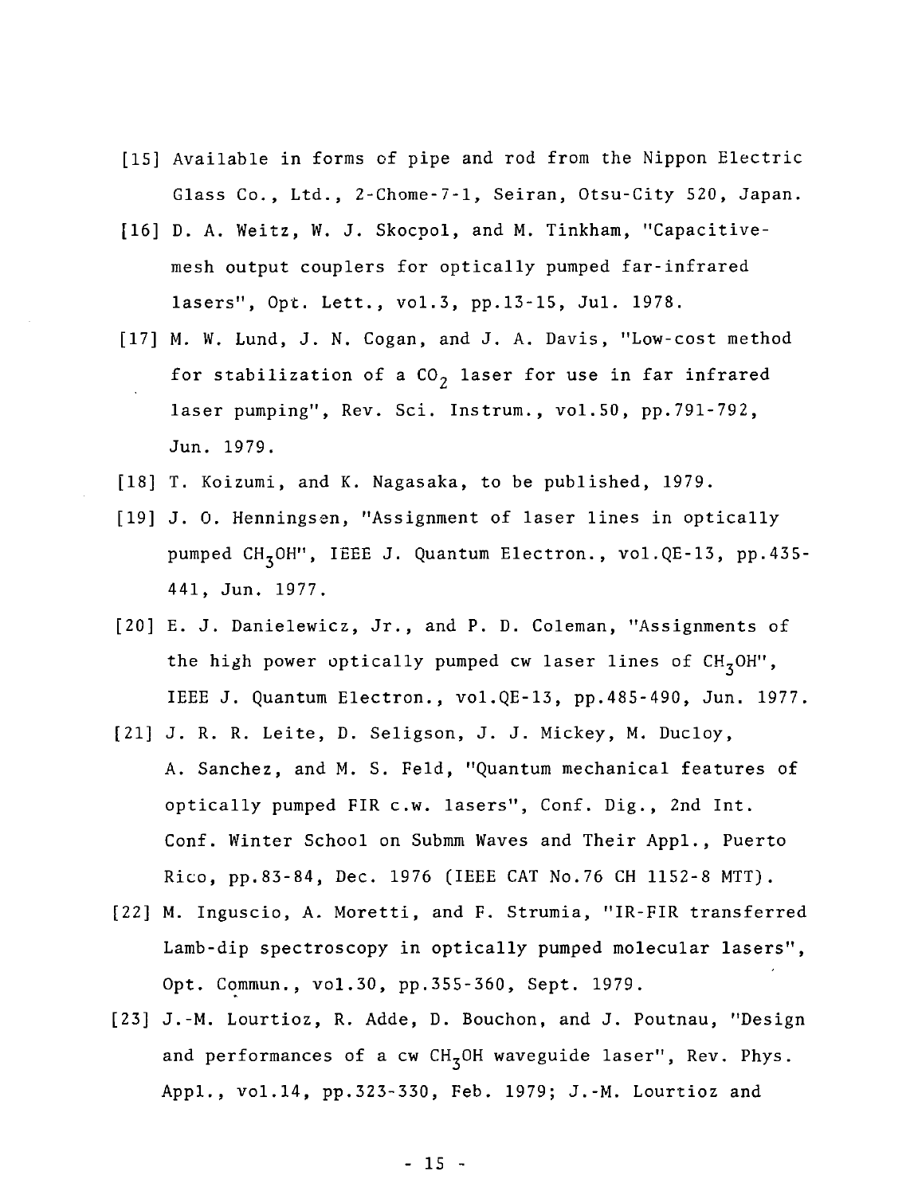[15] Available in forms of pipe and rod from the Nippon Electric Glass Co., Ltd., 2-Chome-7-1, Seiran, Otsu-City 520, Japan.

[16] D. A. Weitz, W. J. Skocpol, and M. Tinkham, "Capacitive-mesh output couplers for optically pumped far-infrared lasers", Opt. Lett., vol.3, pp.13-15, Jul. 1978.

[17] M. W. Lund, J. N. Cogan, and J. A. Davis, "Low-cost method for stabilization of a $CO_2$ laser for use in far infrared laser pumping", Rev. Sci. Instrum., vol.50, pp.791-792, Jun. 1979.

[18] T. Koizumi, and K. Nagasaka, to be published, 1979.

[19] J. O. Henningsen, "Assignment of laser lines in optically pumped $CH_3OH$", IEEE J. Quantum Electron., vol.QE-13, pp.435-441, Jun. 1977.

[20] E. J. Danielewicz, Jr., and P. D. Coleman, "Assignments of the high power optically pumped cw laser lines of $CH_3OH$", IEEE J. Quantum Electron., vol.QE-13, pp.485-490, Jun. 1977.

[21] J. R. R. Leite, D. Seligson, J. J. Mickey, M. Ducloy, A. Sanchez, and M. S. Feld, "Quantum mechanical features of optically pumped FIR c.w. lasers", Conf. Dig., 2nd Int. Conf. Winter School on Submm Waves and Their Appl., Puerto Rico, pp.83-84, Dec. 1976 (IEEE CAT No.76 CH 1152-8 MTT).

[22] M. Inguscio, A. Moretti, and F. Strumia, "IR-FIR transferred Lamb-dip spectroscopy in optically pumped molecular lasers", Opt. Commun., vol.30, pp.355-360, Sept. 1979.

[23] J.-M. Lourtioz, R. Adde, D. Bouchon, and J. Poutnau, "Design and performances of a cw $CH_3OH$ waveguide laser", Rev. Phys. Appl., vol.14, pp.323-330, Feb. 1979; J.-M. Lourtioz and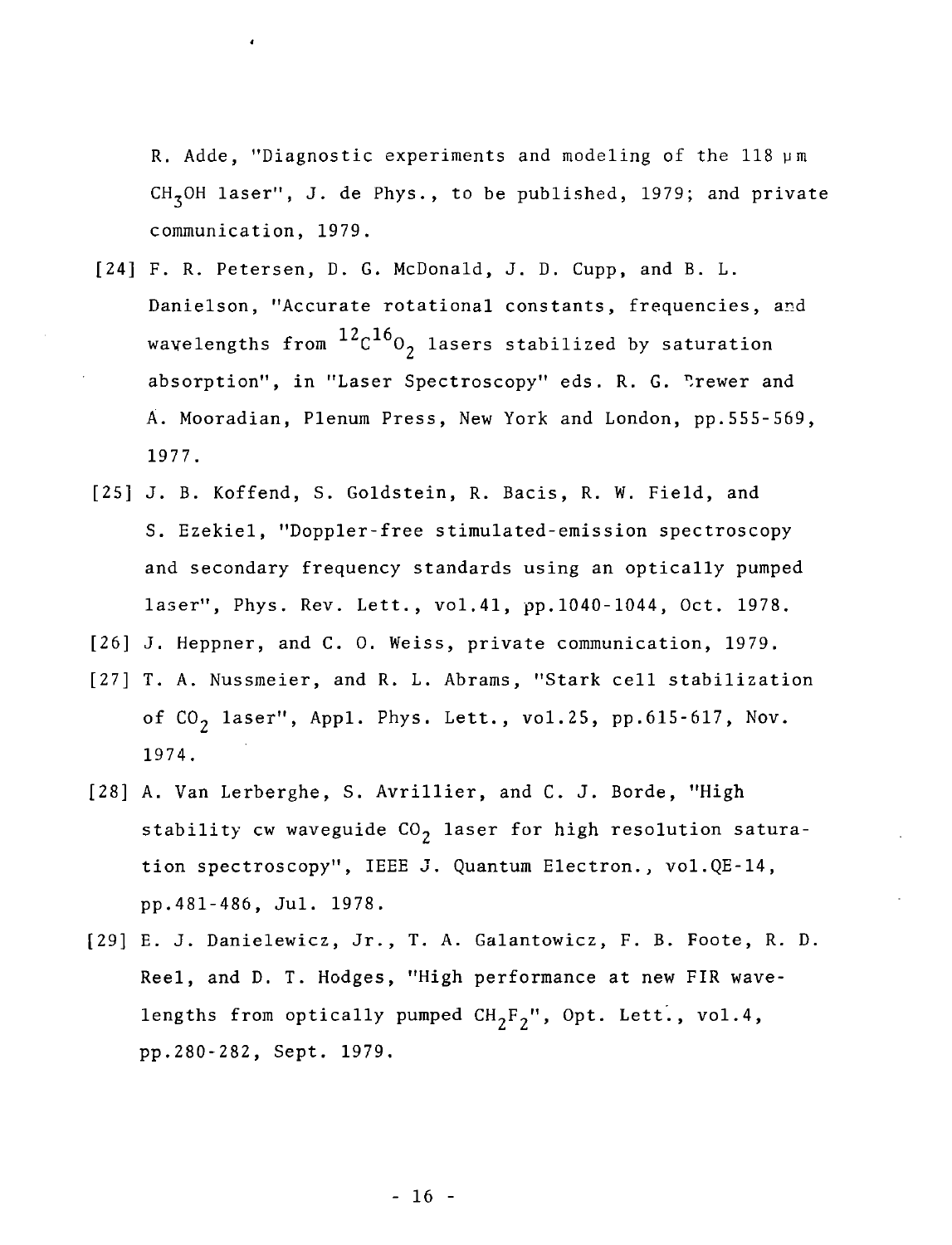R. Adde, "Diagnostic experiments and modeling of the 118 μm $CH_3OH$ laser", J. de Phys., to be published, 1979; and private communication, 1979.

[24] F. R. Petersen, D. G. McDonald, J. D. Cupp, and B. L. Danielson, "Accurate rotational constants, frequencies, and wavelengths from $^{12}C^{16}O_2$ lasers stabilized by saturation absorption", in "Laser Spectroscopy" eds. R. G. Brewer and A. Mooradian, Plenum Press, New York and London, pp.555-569, 1977.

[25] J. B. Koffend, S. Goldstein, R. Bacis, R. W. Field, and S. Ezekiel, "Doppler-free stimulated-emission spectroscopy and secondary frequency standards using an optically pumped laser", Phys. Rev. Lett., vol.41, pp.1040-1044, Oct. 1978.

[26] J. Heppner, and C. O. Weiss, private communication, 1979.

[27] T. A. Nussmeier, and R. L. Abrams, "Stark cell stabilization of $CO_2$ laser", Appl. Phys. Lett., vol.25, pp.615-617, Nov. 1974.

[28] A. Van Lerberghe, S. Avrillier, and C. J. Borde, "High stability cw waveguide $CO_2$ laser for high resolution saturation spectroscopy", IEEE J. Quantum Electron., vol.QE-14, pp.481-486, Jul. 1978.

[29] E. J. Danielewicz, Jr., T. A. Galantowicz, F. B. Foote, R. D. Reel, and D. T. Hodges, "High performance at new FIR wavelengths from optically pumped $CH_2F_2$", Opt. Lett., vol.4, pp.280-282, Sept. 1979.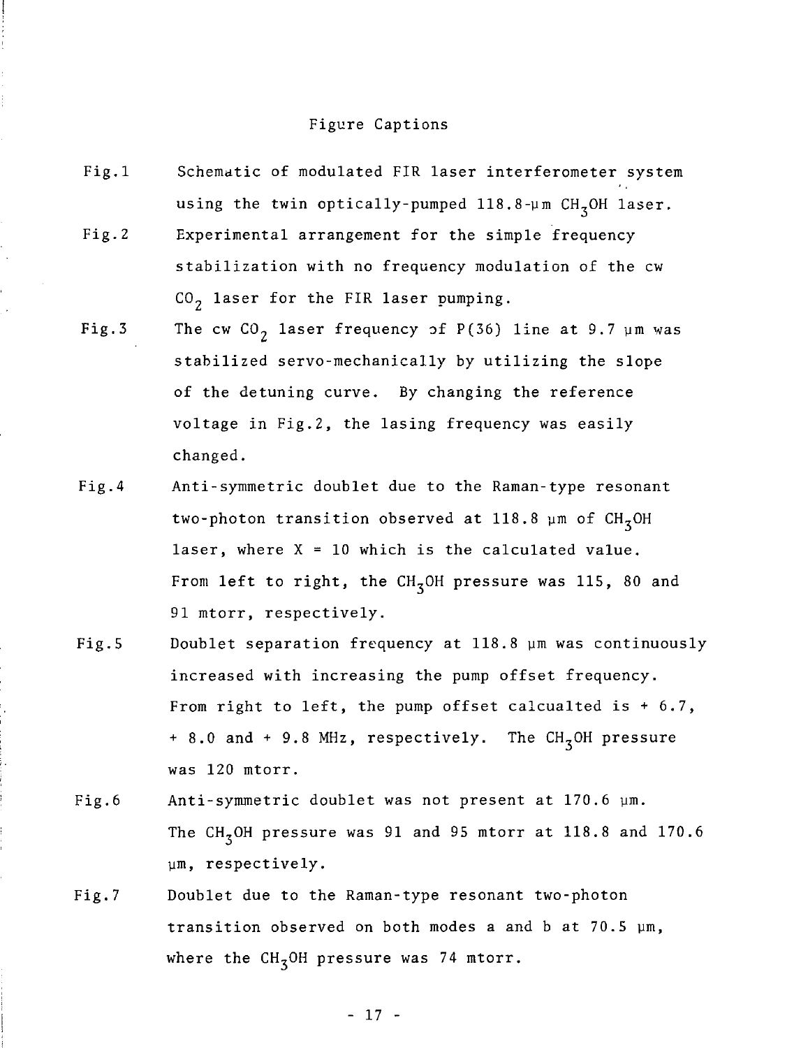# Figure Captions

Fig.1 Schematic of modulated FIR laser interferometer system using the twin optically-pumped 118.8-μm $CH_3OH$ laser.

Fig.2 Experimental arrangement for the simple frequency stabilization with no frequency modulation of the cw $CO_2$ laser for the FIR laser pumping.

Fig.3 The cw $CO_2$ laser frequency of P(36) line at 9.7 μm was stabilized servo-mechanically by utilizing the slope of the detuning curve. By changing the reference voltage in Fig.2, the lasing frequency was easily changed.

Fig.4 Anti-symmetric doublet due to the Raman-type resonant two-photon transition observed at 118.8 μm of $CH_3OH$ laser, where X = 10 which is the calculated value. From left to right, the $CH_3OH$ pressure was 115, 80 and 91 mtorr, respectively.

Fig.5 Doublet separation frequency at 118.8 μm was continuously increased with increasing the pump offset frequency. From right to left, the pump offset calcualted is + 6.7, + 8.0 and + 9.8 MHz, respectively. The $CH_3OH$ pressure was 120 mtorr.

Fig.6 Anti-symmetric doublet was not present at 170.6 μm. The $CH_3OH$ pressure was 91 and 95 mtorr at 118.8 and 170.6 μm, respectively.

Fig.7 Doublet due to the Raman-type resonant two-photon transition observed on both modes a and b at 70.5 μm, where the $CH_3OH$ pressure was 74 mtorr.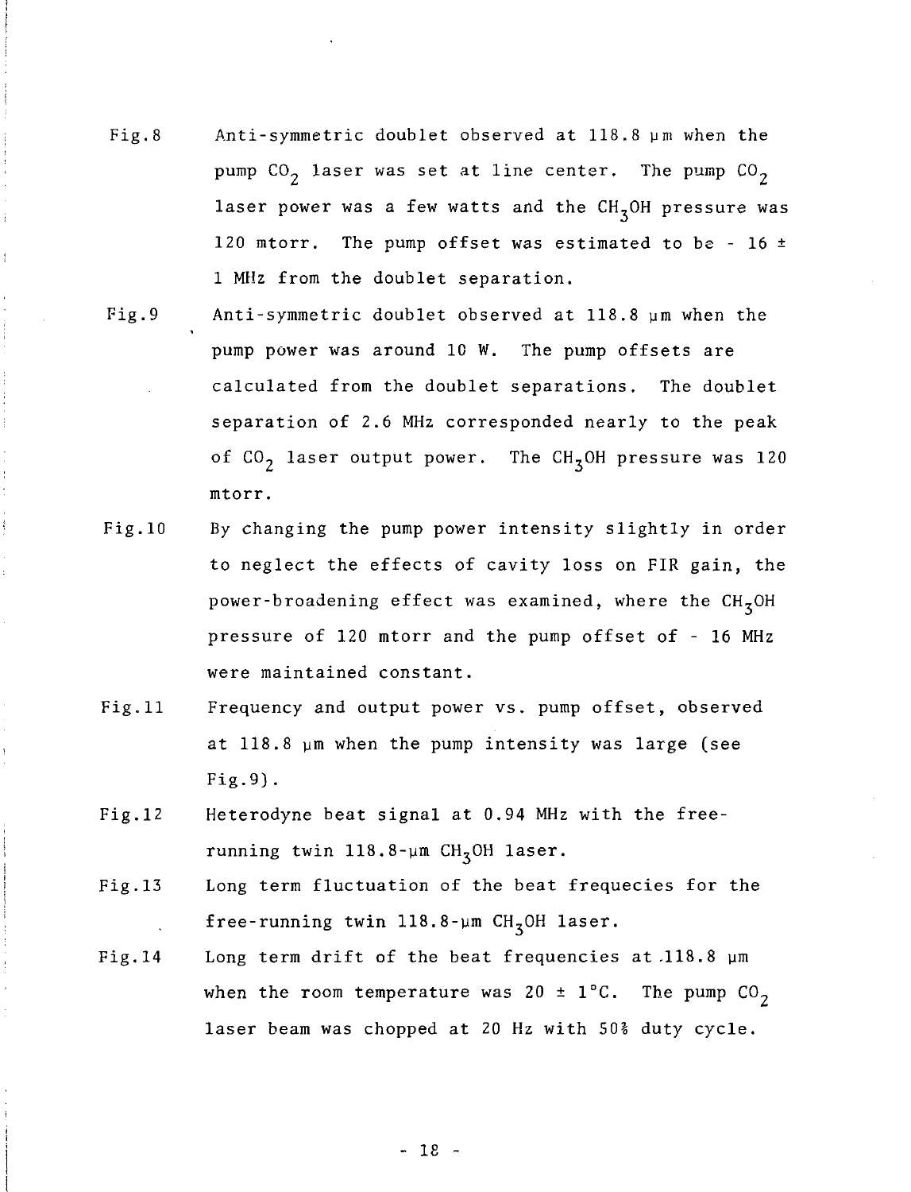Fig.8 Anti-symmetric doublet observed at 118.8 μm when the pump $CO_2$ laser was set at line center. The pump $CO_2$ laser power was a few watts and the $CH_3OH$ pressure was 120 mtorr. The pump offset was estimated to be - 16 ± 1 MHz from the doublet separation.

Fig.9 Anti-symmetric doublet observed at 118.8 μm when the pump power was around 10 W. The pump offsets are calculated from the doublet separations. The doublet separation of 2.6 MHz corresponded nearly to the peak of $CO_2$ laser output power. The $CH_3OH$ pressure was 120 mtorr.

Fig.10 By changing the pump power intensity slightly in order to neglect the effects of cavity loss on FIR gain, the power-broadening effect was examined, where the $CH_3OH$ pressure of 120 mtorr and the pump offset of - 16 MHz were maintained constant.

Fig.11 Frequency and output power vs. pump offset, observed at 118.8 μm when the pump intensity was large (see Fig.9).

Fig.12 Heterodyne beat signal at 0.94 MHz with the free-running twin 118.8-μm $CH_3OH$ laser.

Fig.13 Long term fluctuation of the beat frequecies for the free-running twin 118.8-μm $CH_3OH$ laser.

Fig.14 Long term drift of the beat frequencies at 118.8 μm when the room temperature was 20 ± 1°C. The pump $CO_2$ laser beam was chopped at 20 Hz with 50% duty cycle.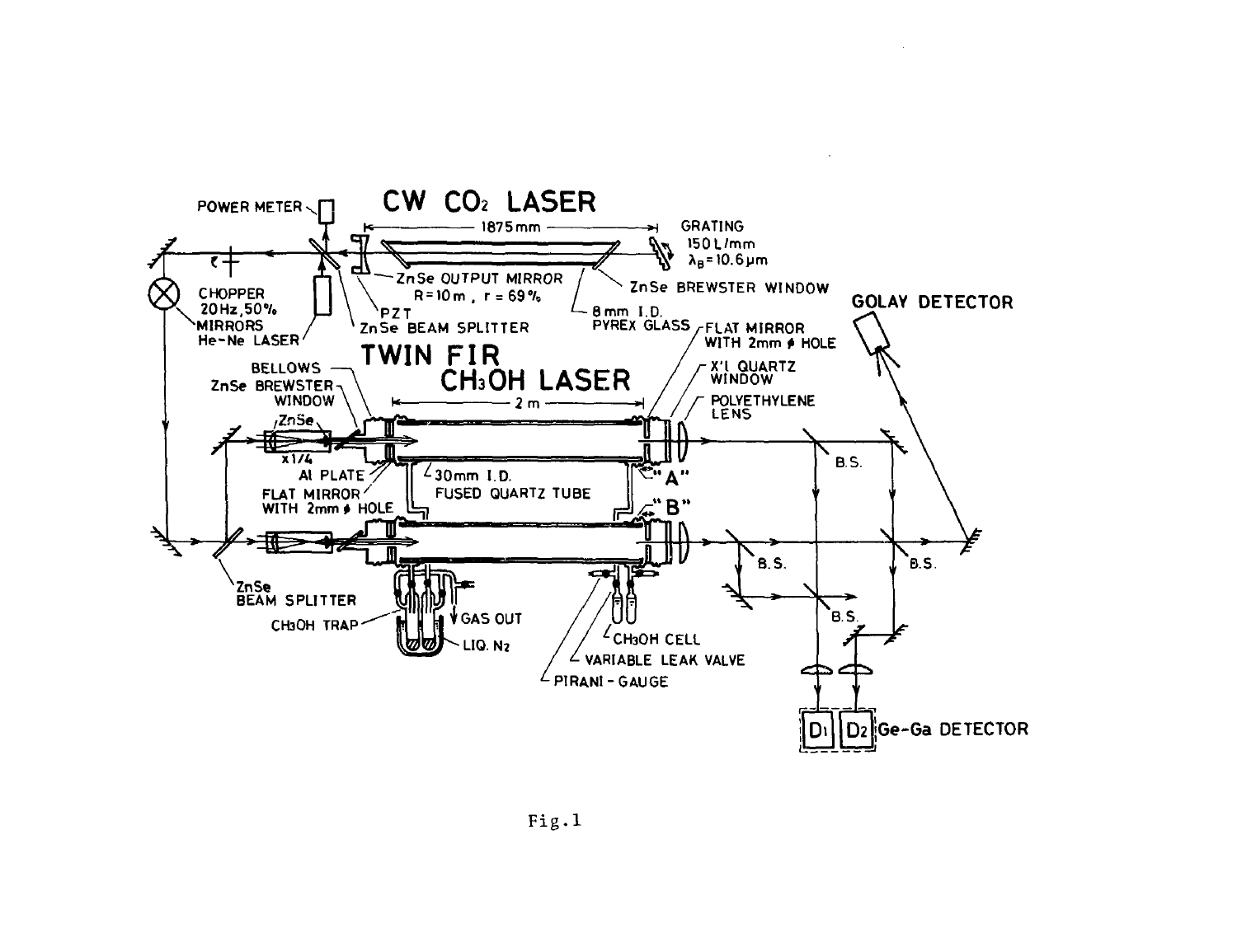Fig.1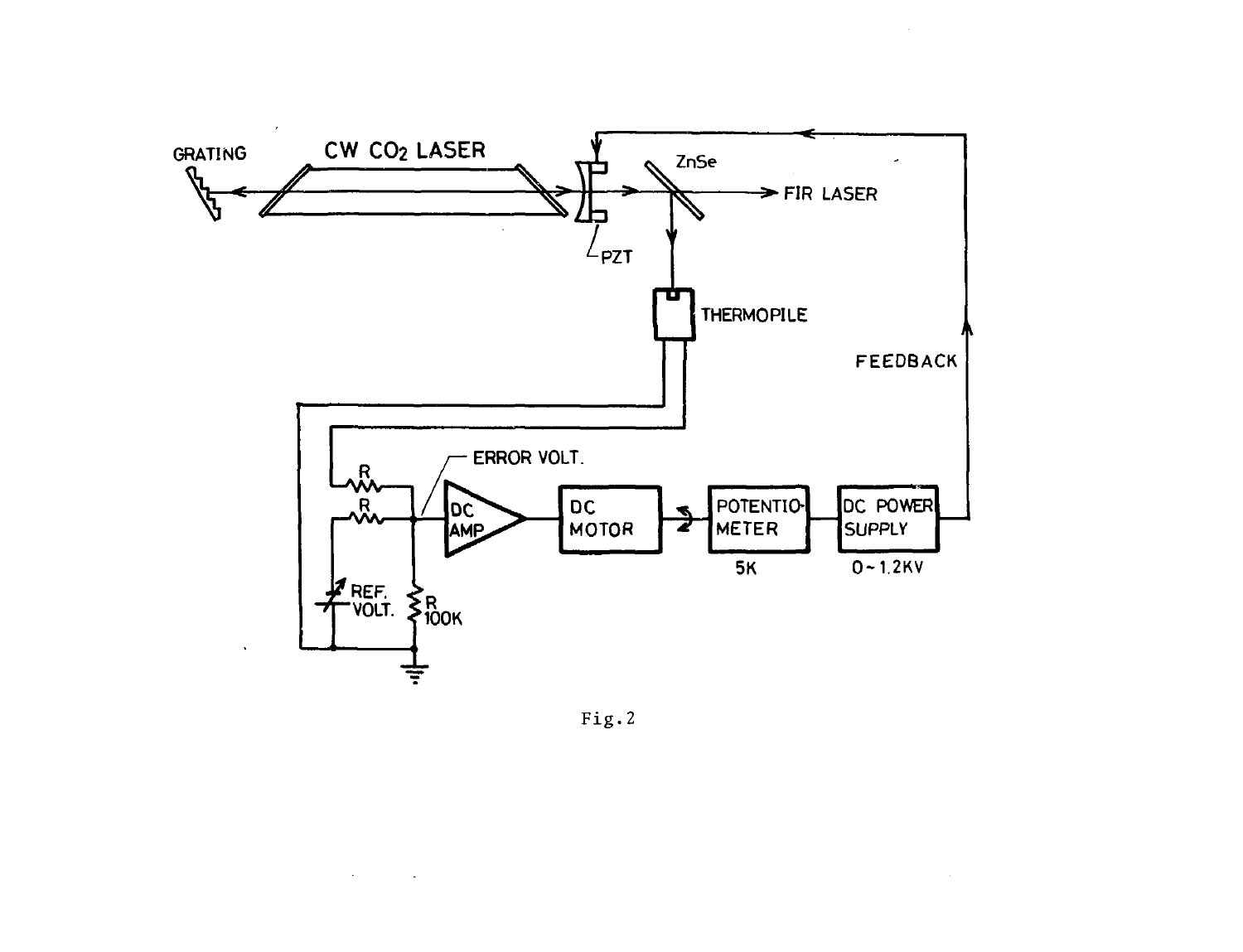Fig.2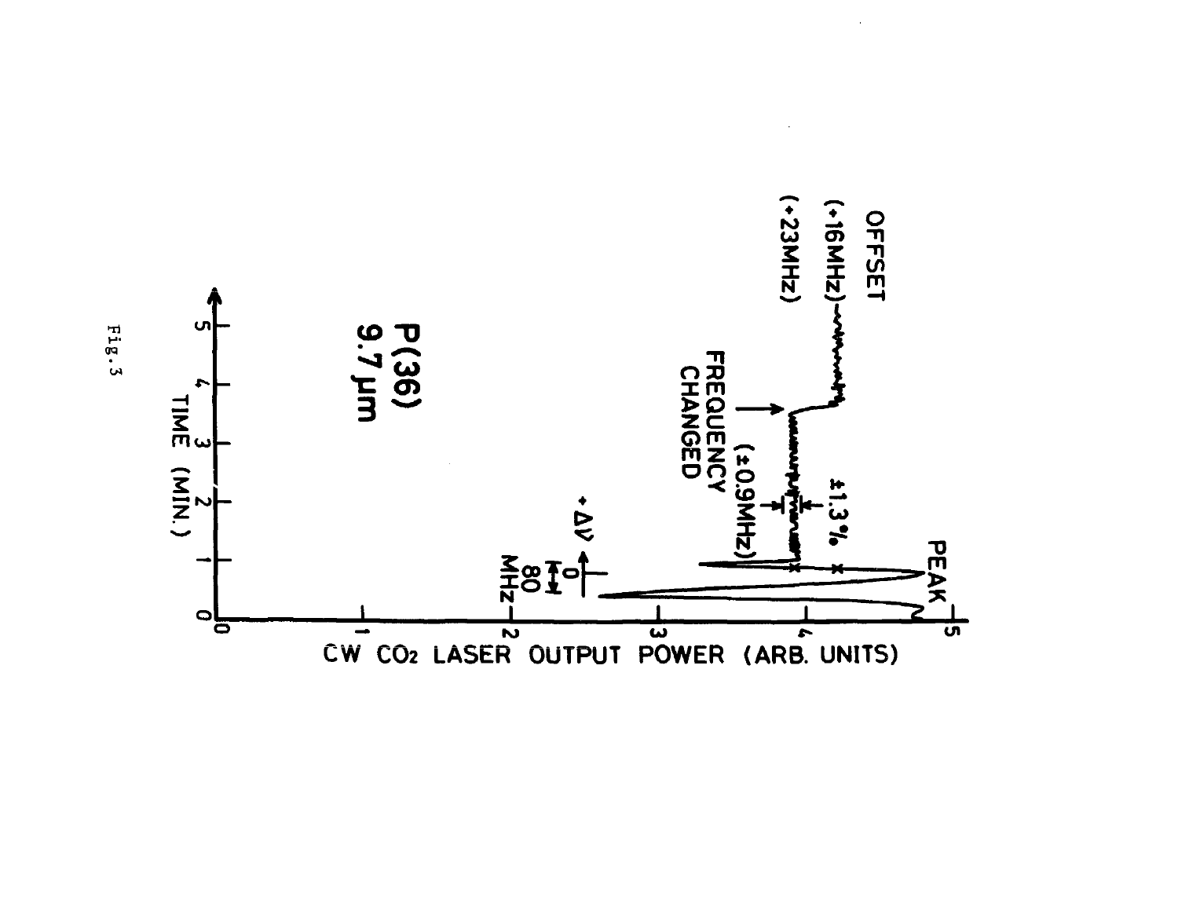OFFSET

(+16MHz)

(+23MHz)

FREQUENCY CHANGED

±1.3%

(±0.9MHz)

PEAK

+Δν

0

80 MHz

P(36)
9.7 μm

TIME (MIN.)

CW $CO_2$ LASER OUTPUT POWER (ARB. UNITS)

Fig.3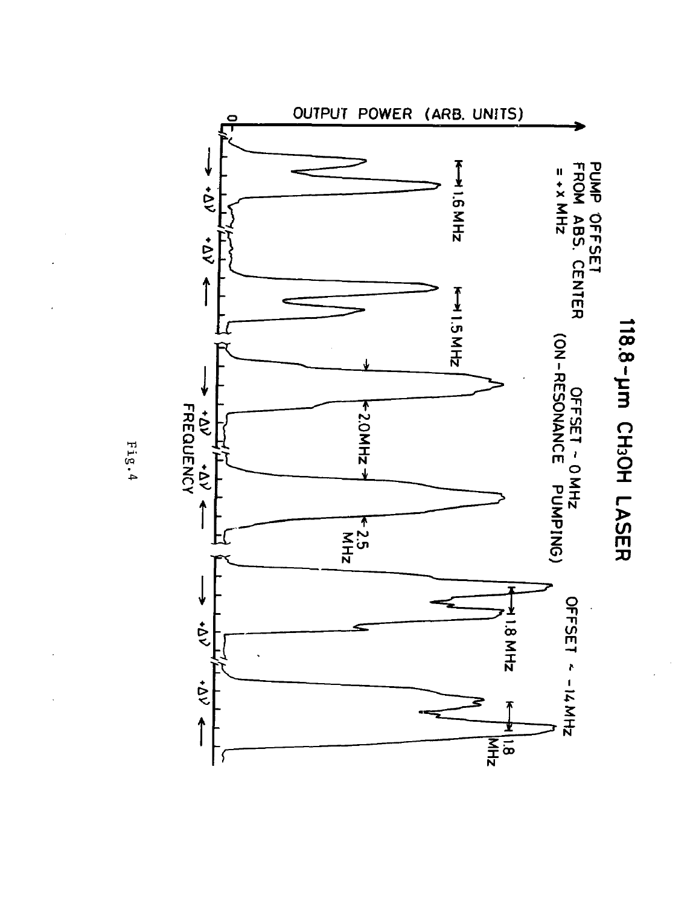# 118.8-μm $CH_3OH$ LASER

PUMP OFFSET FROM ABS. CENTER = +x MHz

OFFSET ~ 0 MHz (ON-RESONANCE PUMPING)

OFFSET ~ -14 MHz

OUTPUT POWER (ARB. UNITS)

1.6 MHz

1.5 MHz

2.0 MHz

2.5 MHz

1.8 MHz

1.8 MHz

+Δν

FREQUENCY

Fig.4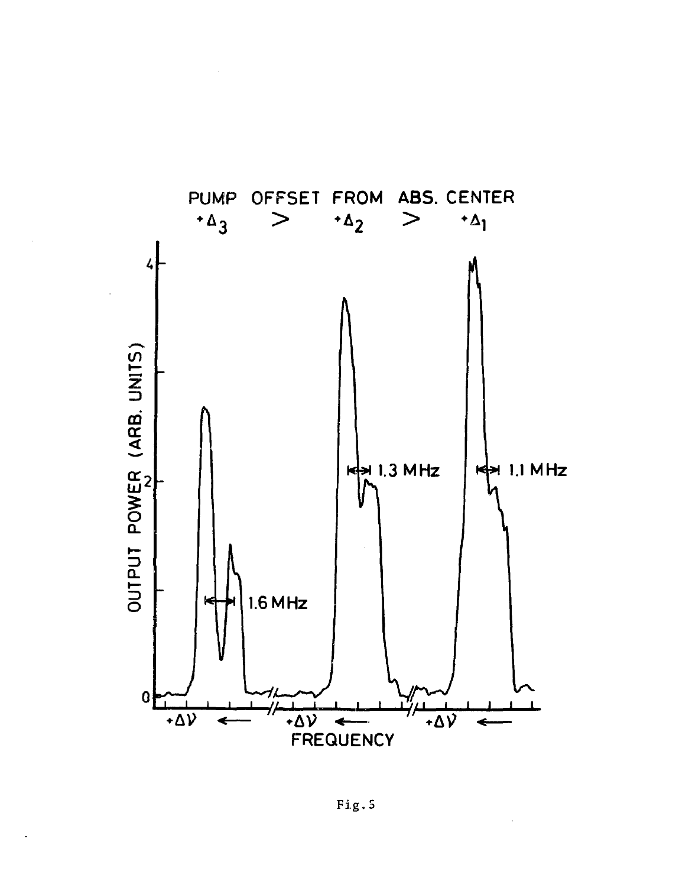PUMP OFFSET FROM ABS. CENTER

$+\Delta_3 > +\Delta_2 > +\Delta_1$

OUTPUT POWER (ARB. UNITS)

1.6 MHz

1.3 MHz

1.1 MHz

$+\Delta\nu \leftarrow$ $+\Delta\nu \leftarrow$ $+\Delta\nu \leftarrow$

FREQUENCY

Fig. 5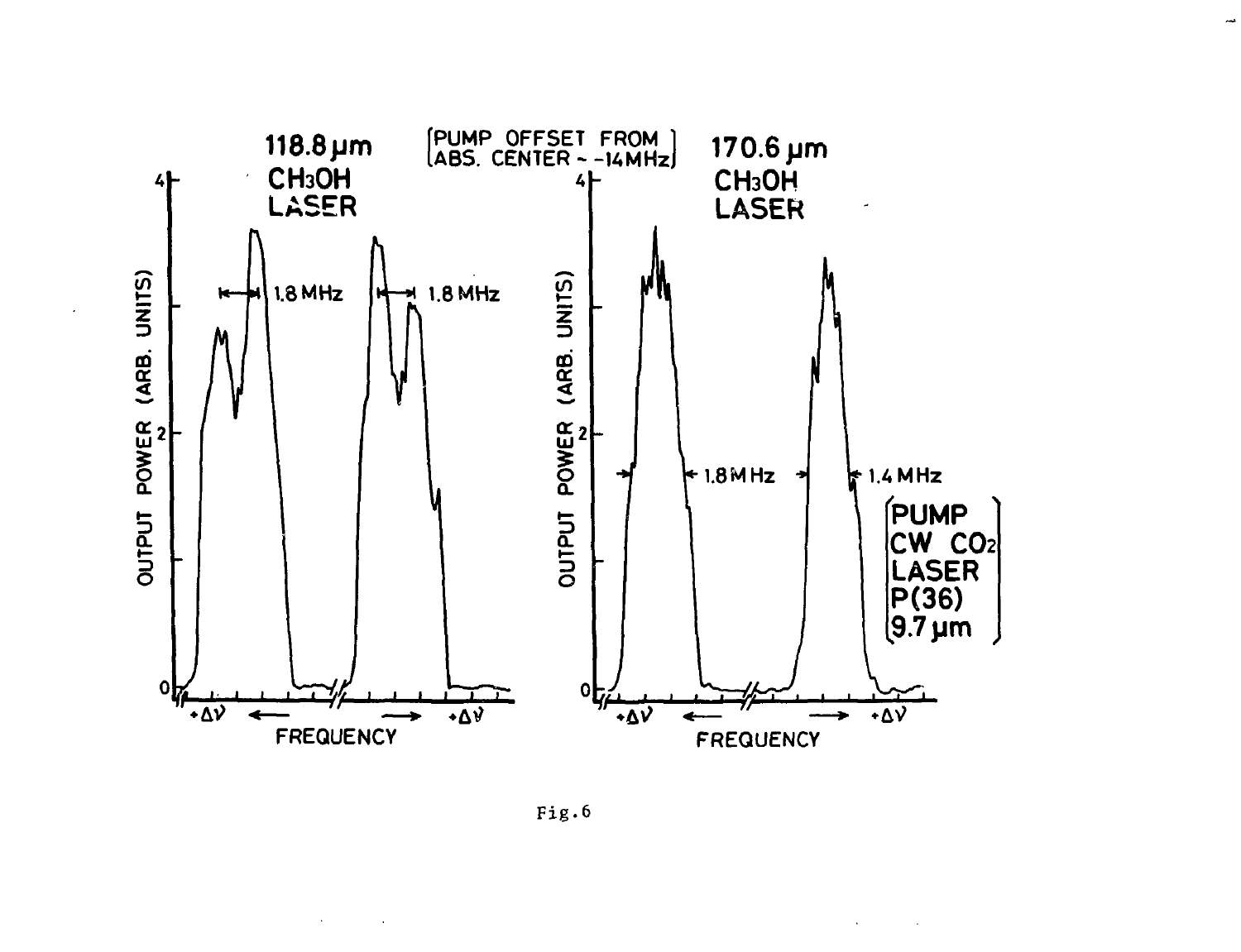Fig.6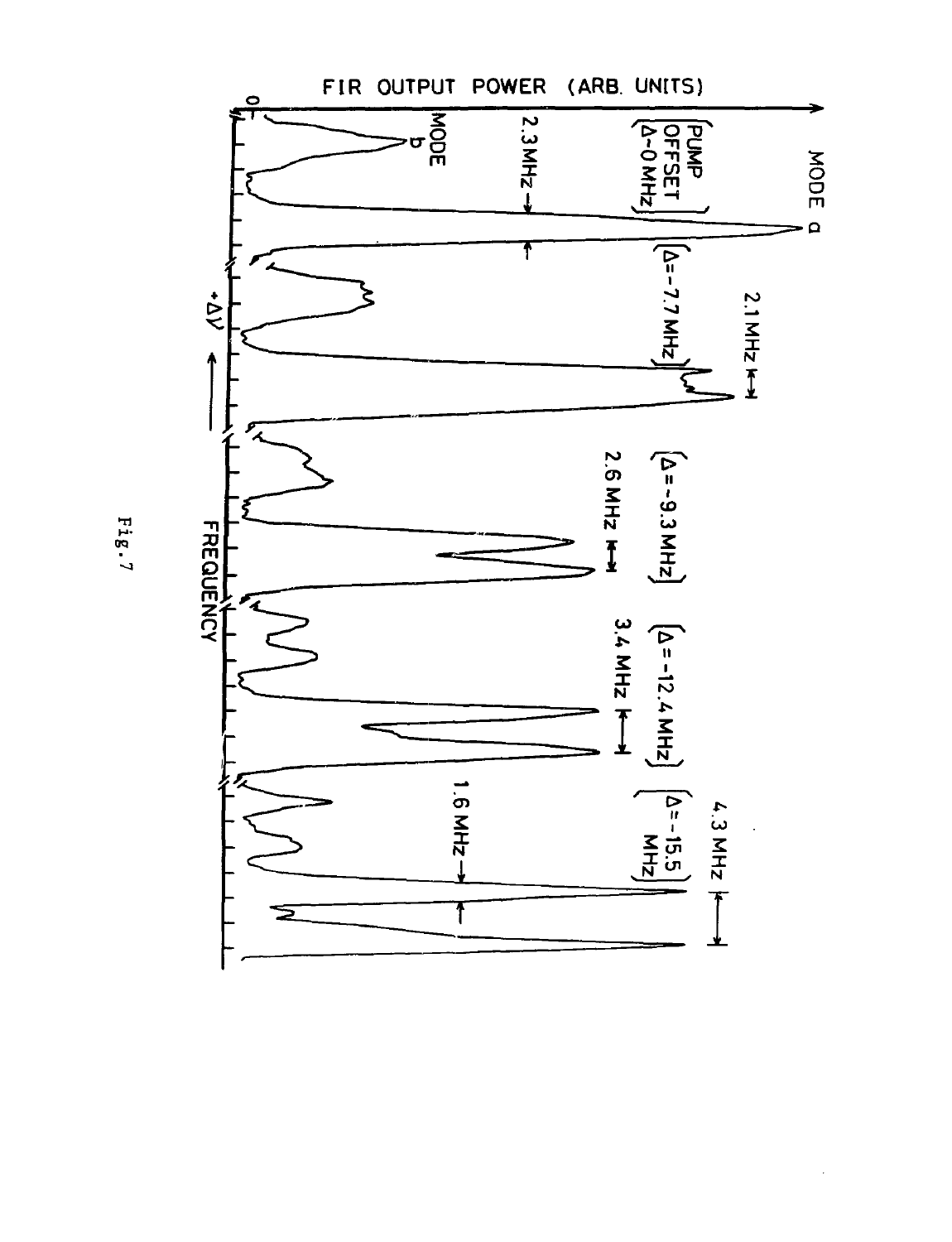FIR OUTPUT POWER (ARB. UNITS)

MODE a

MODE b

PUMP OFFSET ($\Delta$~0 MHz)

2.3 MHz

($\Delta$=-7.7 MHz)

2.1 MHz

($\Delta$=-9.3 MHz)

2.6 MHz

($\Delta$=-12.4 MHz)

3.4 MHz

($\Delta$=-15.5 MHz)

4.3 MHz

1.6 MHz

$+\Delta\nu$

FREQUENCY

Fig. 7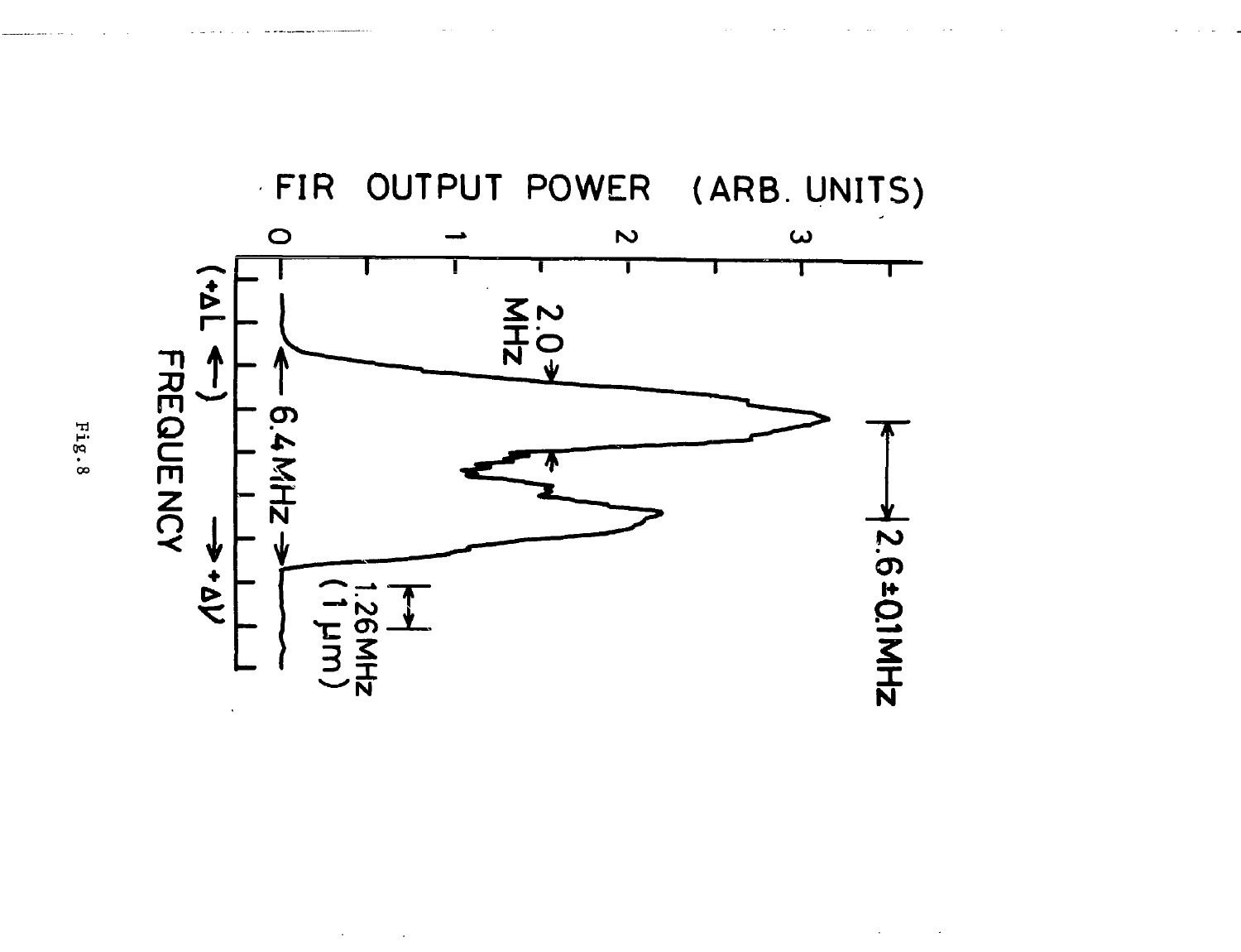FIR OUTPUT POWER (ARB. UNITS)

0 1 2 3

2.0 MHz

2.6±0.1MHz

6.4MHz

1.26MHz (1 μm)

(+ΔL ←) FREQUENCY → +Δν

Fig.8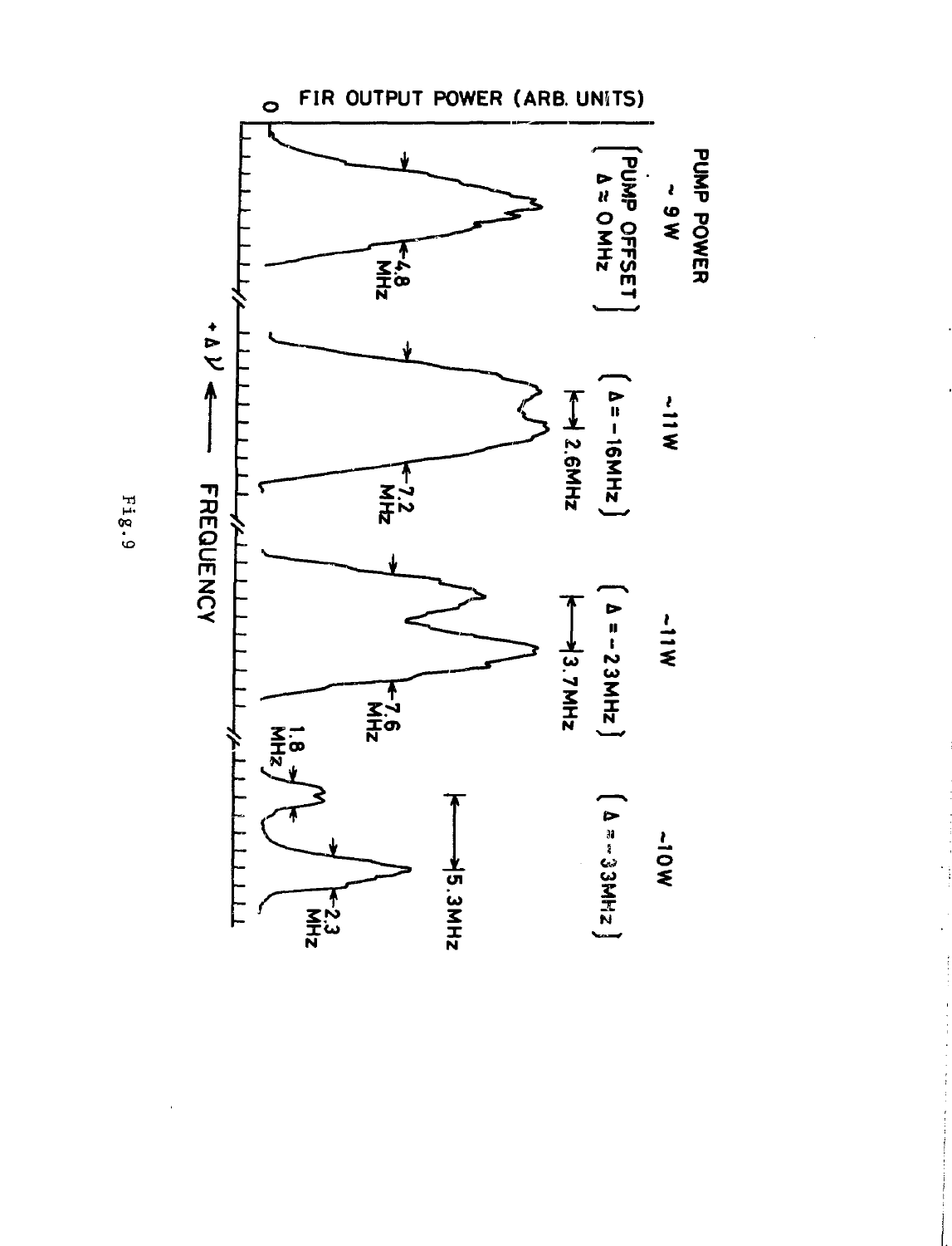FIR OUTPUT POWER (ARB. UNITS)

0

PUMP POWER

~ 9W

[PUMP OFFSET $\Delta \approx 0$ MHz]

4.8 MHz

~11W

($\Delta = -16$MHz)

2.6MHz

7.2 MHz

~11W

($\Delta = -23$MHz)

3.7MHz

7.6 MHz

~10W

($\Delta \approx -33$MHz)

5.3MHz

1.8 MHz

2.3 MHz

$+\Delta\nu$ ⟵ FREQUENCY

Fig.9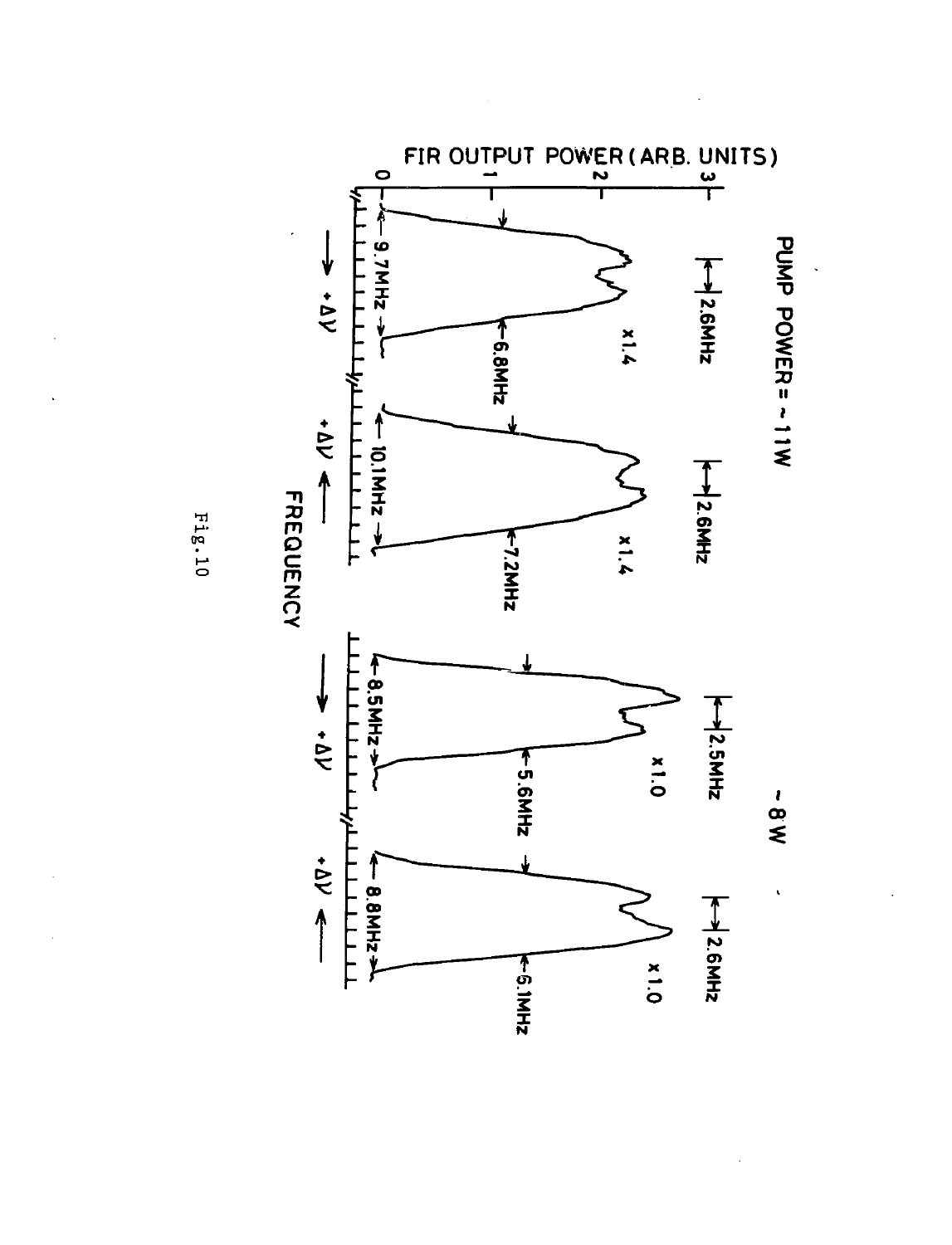PUMP POWER = ~ 11W

~ 8W

FIR OUTPUT POWER (ARB. UNITS)

0 1 2 3

2.6MHz

x1.4

9.7MHz

6.8MHz

$+\Delta\nu$

2.6MHz

x1.4

10.1MHz

7.2MHz

$+\Delta\nu$

2.5MHz

x1.0

8.5MHz

5.6MHz

$+\Delta\nu$

2.6MHz

x1.0

8.8MHz

6.1MHz

$+\Delta\nu$

FREQUENCY

Fig.10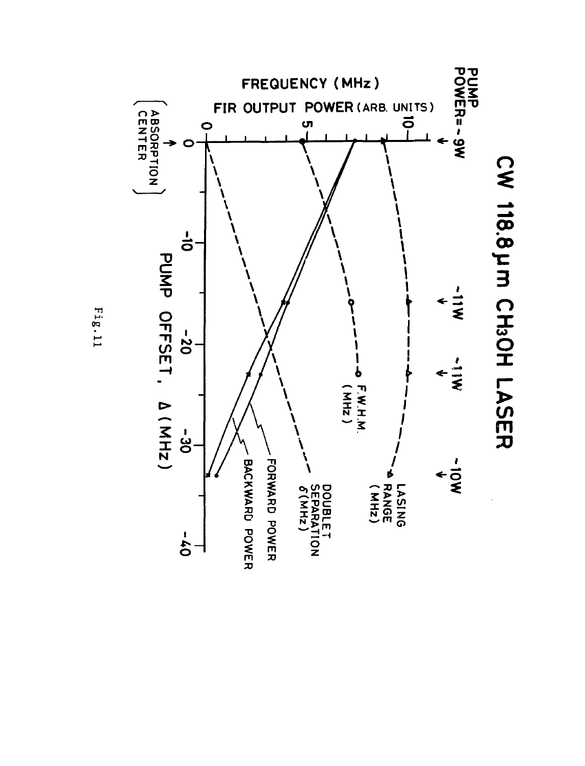# CW 118.8μm $CH_3OH$ LASER

PUMP POWER=~9W

~11W

~11W

~10W

FREQUENCY (MHz)

FIR OUTPUT POWER (ARB. UNITS)

0

5

10

LASING RANGE (MHz)

F.W.H.M. (MHz)

DOUBLET SEPARATION $\delta$(MHz)

FORWARD POWER

BACKWARD POWER

0

-10

-20

-30

-40

(ABSORPTION CENTER)

PUMP OFFSET, $\Delta$ (MHz)

Fig.11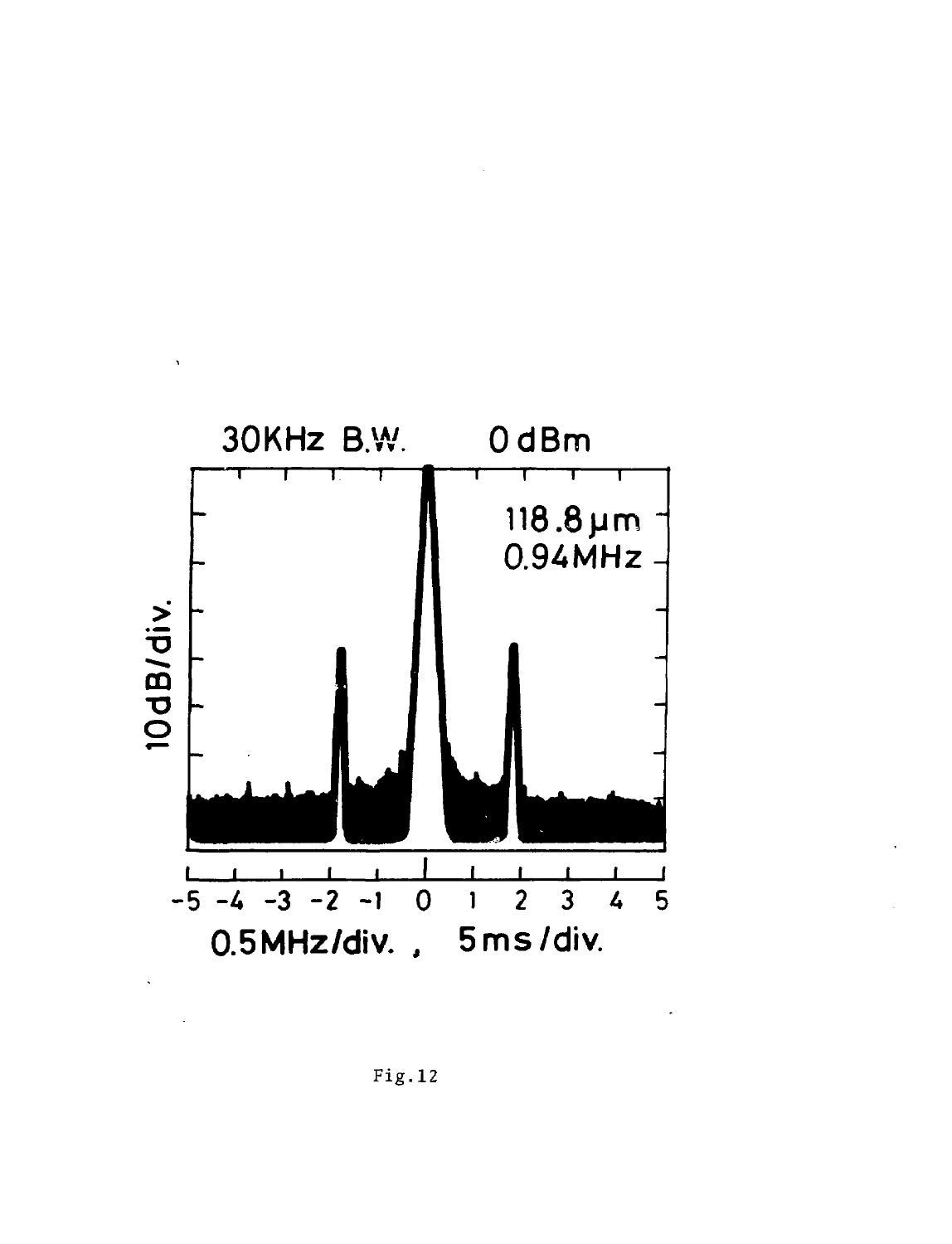30KHz B.W. 0 dBm

118.8 μm
0.94MHz

10dB/div.

-5 -4 -3 -2 -1 0 1 2 3 4 5

0.5MHz/div. , 5ms/div.

Fig.12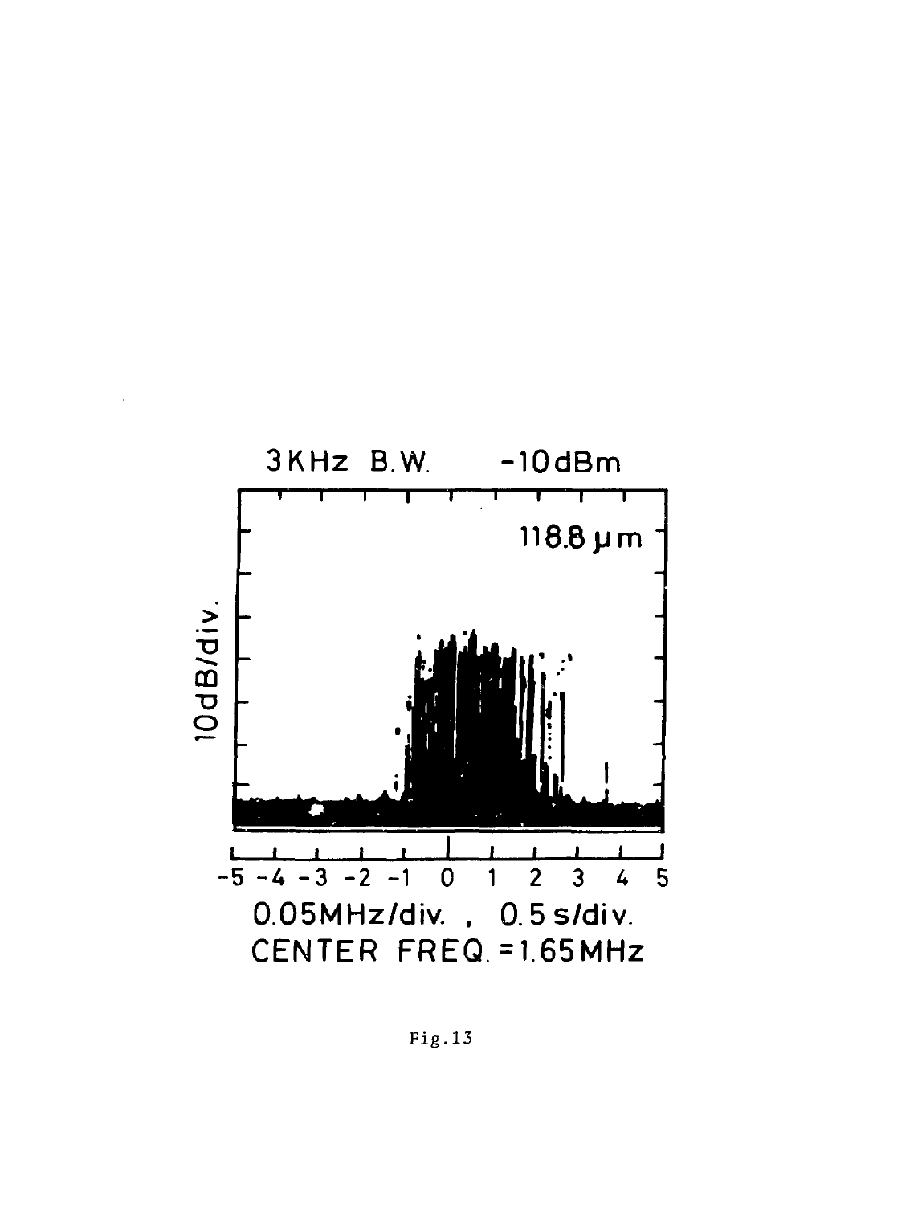Fig.13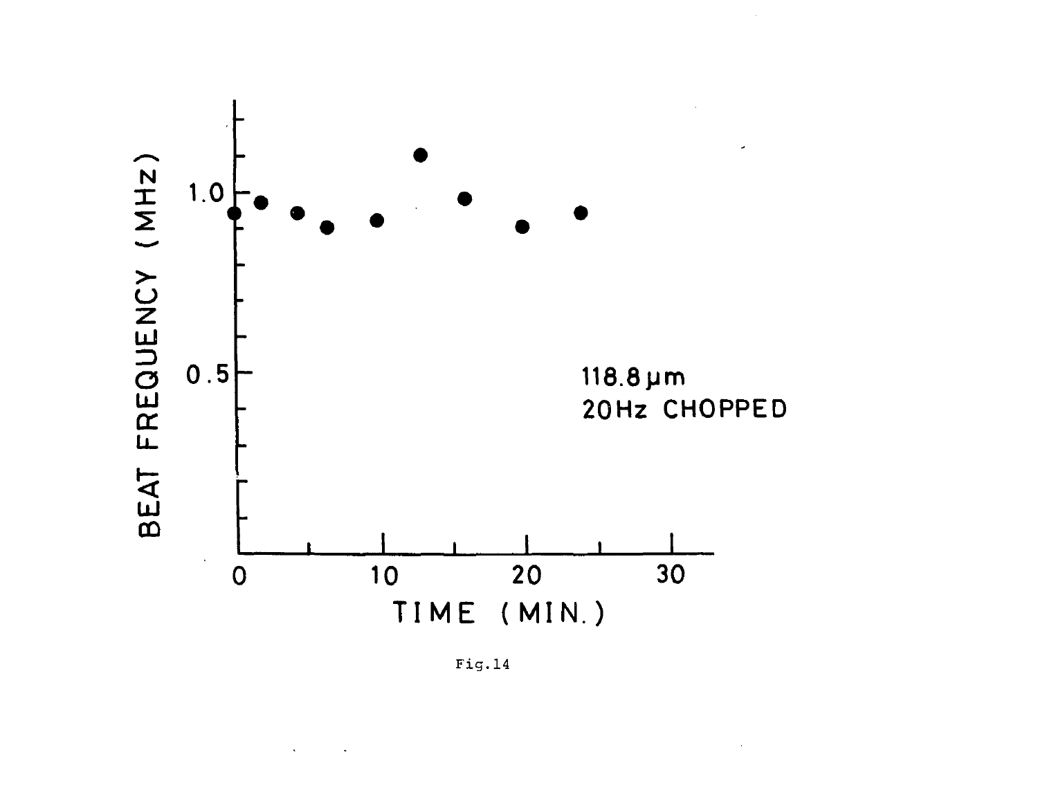BEAT FREQUENCY (MHz)

1.0

0.5

0

10

20

30

TIME (MIN.)

118.8 μm
20Hz CHOPPED

Fig.14